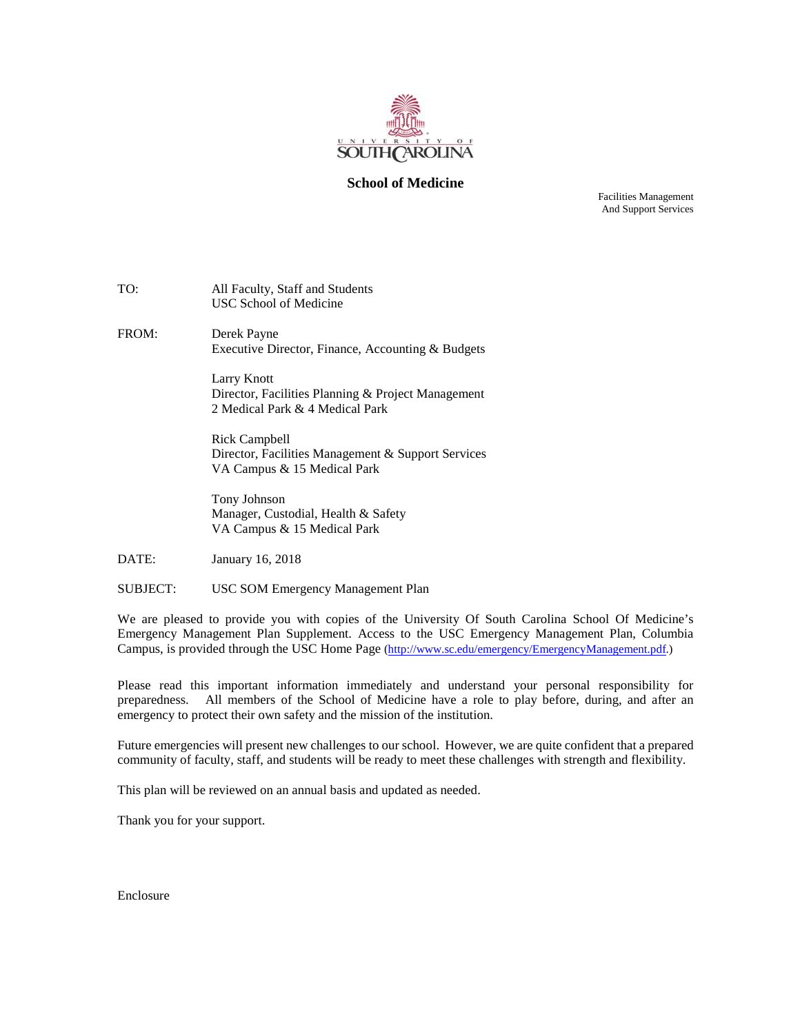UNIVERSITY OF SOUTH CAROLINA

**School of Medicine**

Facilities Management
And Support Services

TO: All Faculty, Staff and Students
USC School of Medicine

FROM: Derek Payne
Executive Director, Finance, Accounting & Budgets

Larry Knott
Director, Facilities Planning & Project Management
2 Medical Park & 4 Medical Park

Rick Campbell
Director, Facilities Management & Support Services
VA Campus & 15 Medical Park

Tony Johnson
Manager, Custodial, Health & Safety
VA Campus & 15 Medical Park

DATE: January 16, 2018

SUBJECT: USC SOM Emergency Management Plan

We are pleased to provide you with copies of the University Of South Carolina School Of Medicine's Emergency Management Plan Supplement. Access to the USC Emergency Management Plan, Columbia Campus, is provided through the USC Home Page (http://www.sc.edu/emergency/EmergencyManagement.pdf.)

Please read this important information immediately and understand your personal responsibility for preparedness. All members of the School of Medicine have a role to play before, during, and after an emergency to protect their own safety and the mission of the institution.

Future emergencies will present new challenges to our school. However, we are quite confident that a prepared community of faculty, staff, and students will be ready to meet these challenges with strength and flexibility.

This plan will be reviewed on an annual basis and updated as needed.

Thank you for your support.

Enclosure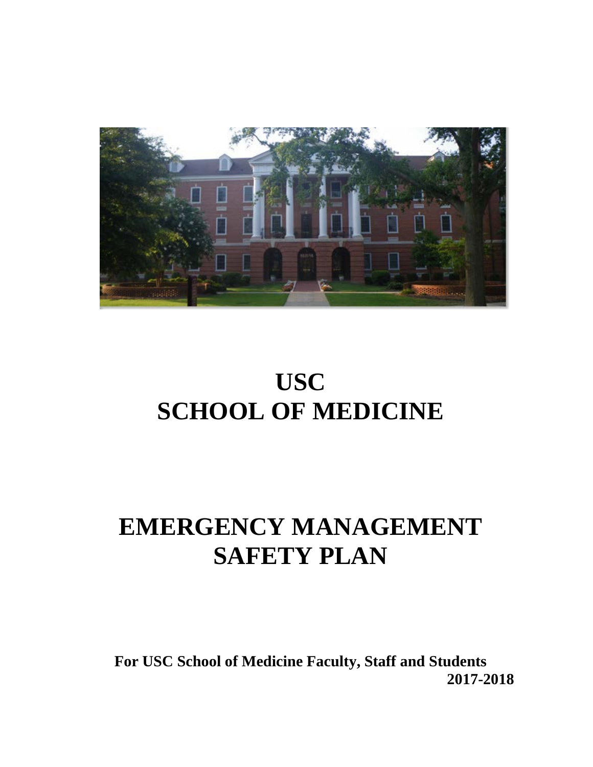# USC
# SCHOOL OF MEDICINE

# EMERGENCY MANAGEMENT SAFETY PLAN

**For USC School of Medicine Faculty, Staff and Students**

**2017-2018**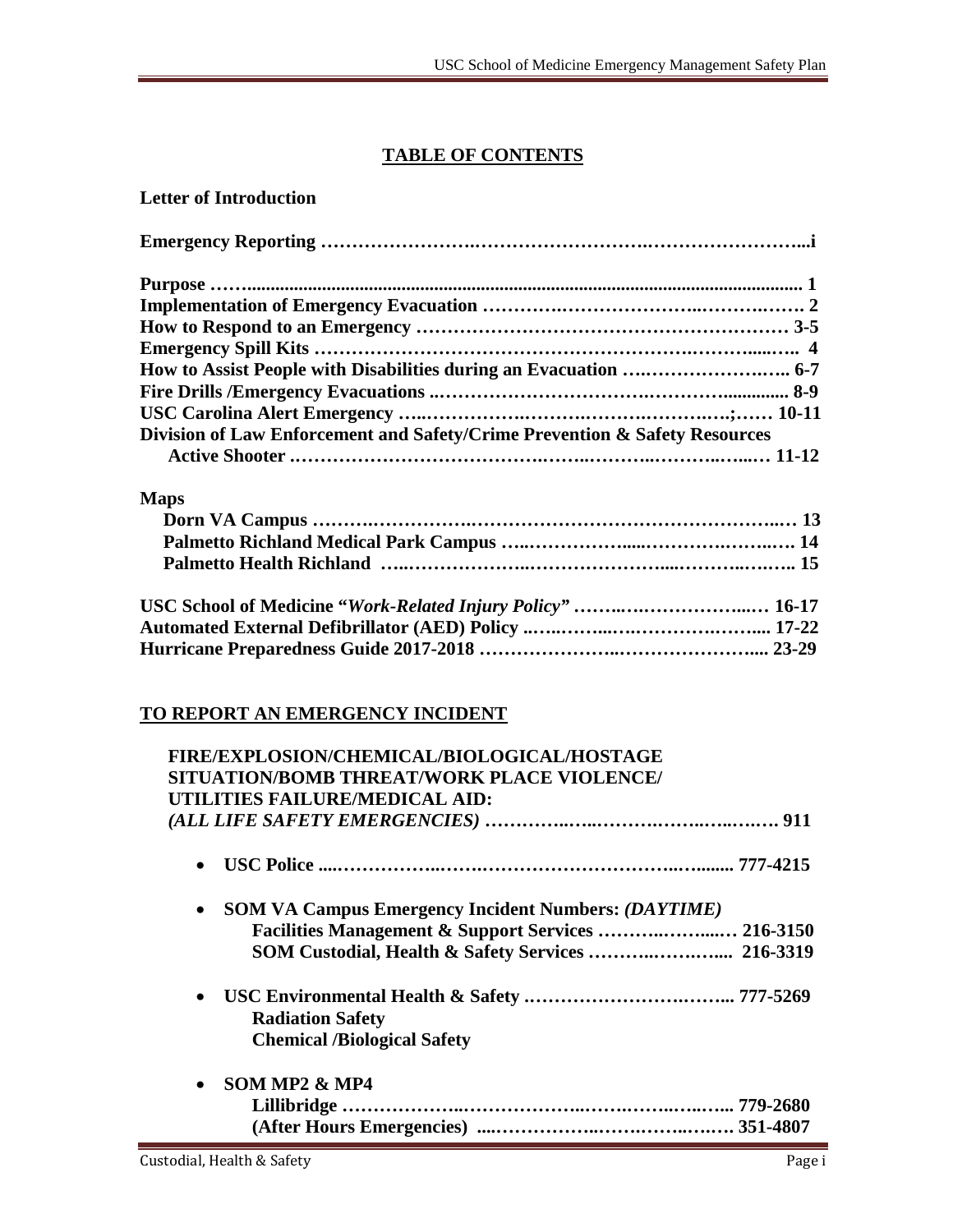## TABLE OF CONTENTS

**Letter of Introduction**

**Emergency Reporting ……………………..……………………….……………………...i**

**Purpose ……..................................................................................................................... 1**
**Implementation of Emergency Evacuation …………….…………………..……….……. 2**
**How to Respond to an Emergency ………………………………………………… 3-5**
**Emergency Spill Kits ……………………………………………………..……......….. 4**
**How to Assist People with Disabilities during an Evacuation ….…………………….. 6-7**
**Fire Drills /Emergency Evacuations ..…………………………………………............. 8-9**
**USC Carolina Alert Emergency …..……………….…………….……….…….;…… 10-11**
**Division of Law Enforcement and Safety/Crime Prevention & Safety Resources**
**Active Shooter .………………………………….……..………..……….…..…..… 11-12**

**Maps**
**Dorn VA Campus ……….……………….…………………………………………..… 13**
**Palmetto Richland Medical Park Campus …..……………......…………….……..…. 14**
**Palmetto Health Richland …..………………..……………….....……….…….….. 15**

**USC School of Medicine "*Work-Related Injury Policy*" ……..…………………...… 16-17**
**Automated External Defibrillator (AED) Policy ..…..……...….………….……... 17-22**
**Hurricane Preparedness Guide 2017-2018 ………………..…………………..... 23-29**

## TO REPORT AN EMERGENCY INCIDENT

**FIRE/EXPLOSION/CHEMICAL/BIOLOGICAL/HOSTAGE SITUATION/BOMB THREAT/WORK PLACE VIOLENCE/ UTILITIES FAILURE/MEDICAL AID:**
***(ALL LIFE SAFETY EMERGENCIES)*** **…………..…..……….……..…..….…. 911**

- **USC Police ....……………..……………………………..…........ 777-4215**
- **SOM VA Campus Emergency Incident Numbers: *(DAYTIME)***
  **Facilities Management & Support Services ………..……....… 216-3150**
  **SOM Custodial, Health & Safety Services ………..……….…... 216-3319**
- **USC Environmental Health & Safety ………………………..…….... 777-5269**
  **Radiation Safety**
  **Chemical /Biological Safety**
- **SOM MP2 & MP4**
  **Lillibridge ………………..………………..…….……..…..…... 779-2680**
  **(After Hours Emergencies) ....……………..…….……..….…. 351-4807**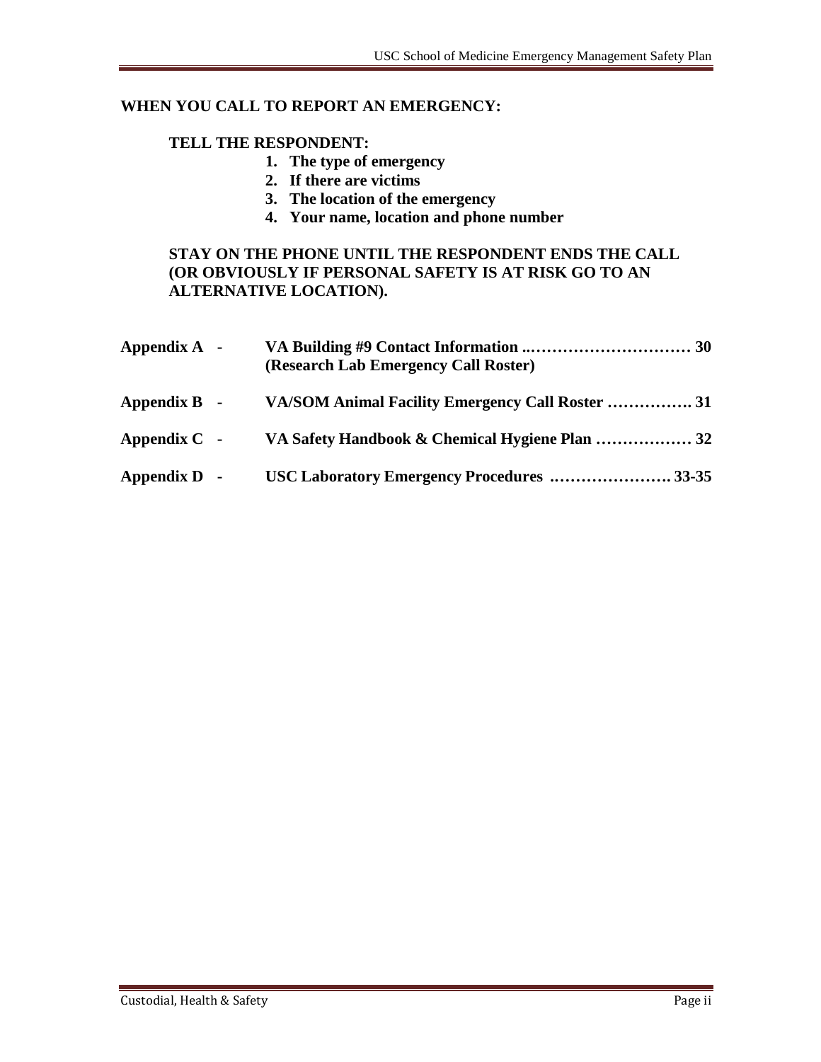**WHEN YOU CALL TO REPORT AN EMERGENCY:**

**TELL THE RESPONDENT:**

1. **The type of emergency**
2. **If there are victims**
3. **The location of the emergency**
4. **Your name, location and phone number**

**STAY ON THE PHONE UNTIL THE RESPONDENT ENDS THE CALL (OR OBVIOUSLY IF PERSONAL SAFETY IS AT RISK GO TO AN ALTERNATIVE LOCATION).**

| | | |
|---|---|---|
| **Appendix A -** | **VA Building #9 Contact Information** (Research Lab Emergency Call Roster) | **30** |
| **Appendix B -** | **VA/SOM Animal Facility Emergency Call Roster** | **31** |
| **Appendix C -** | **VA Safety Handbook & Chemical Hygiene Plan** | **32** |
| **Appendix D -** | **USC Laboratory Emergency Procedures** | **33-35** |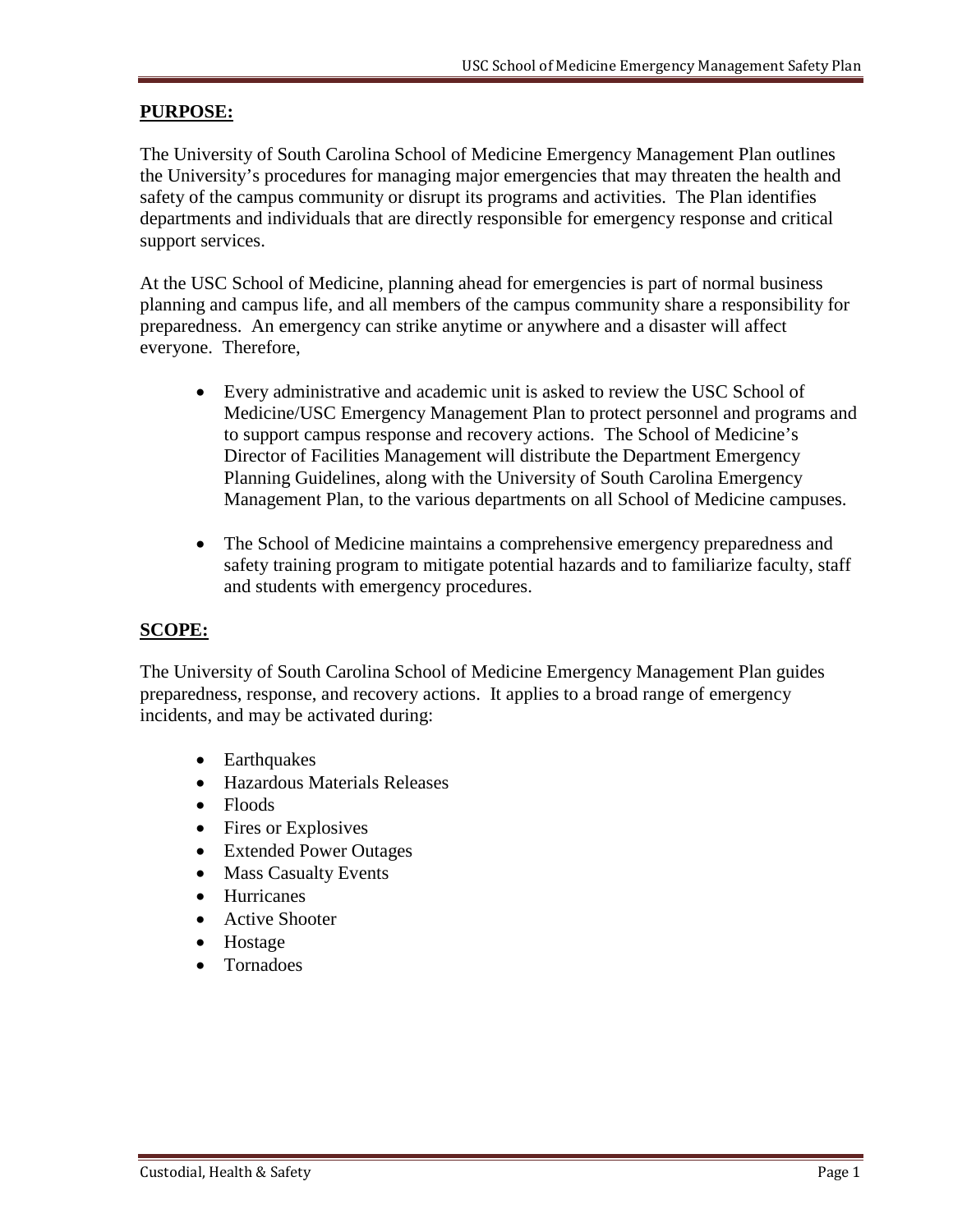**PURPOSE:**

The University of South Carolina School of Medicine Emergency Management Plan outlines the University's procedures for managing major emergencies that may threaten the health and safety of the campus community or disrupt its programs and activities. The Plan identifies departments and individuals that are directly responsible for emergency response and critical support services.

At the USC School of Medicine, planning ahead for emergencies is part of normal business planning and campus life, and all members of the campus community share a responsibility for preparedness. An emergency can strike anytime or anywhere and a disaster will affect everyone. Therefore,

- Every administrative and academic unit is asked to review the USC School of Medicine/USC Emergency Management Plan to protect personnel and programs and to support campus response and recovery actions. The School of Medicine's Director of Facilities Management will distribute the Department Emergency Planning Guidelines, along with the University of South Carolina Emergency Management Plan, to the various departments on all School of Medicine campuses.

- The School of Medicine maintains a comprehensive emergency preparedness and safety training program to mitigate potential hazards and to familiarize faculty, staff and students with emergency procedures.

**SCOPE:**

The University of South Carolina School of Medicine Emergency Management Plan guides preparedness, response, and recovery actions. It applies to a broad range of emergency incidents, and may be activated during:

- Earthquakes
- Hazardous Materials Releases
- Floods
- Fires or Explosives
- Extended Power Outages
- Mass Casualty Events
- Hurricanes
- Active Shooter
- Hostage
- Tornadoes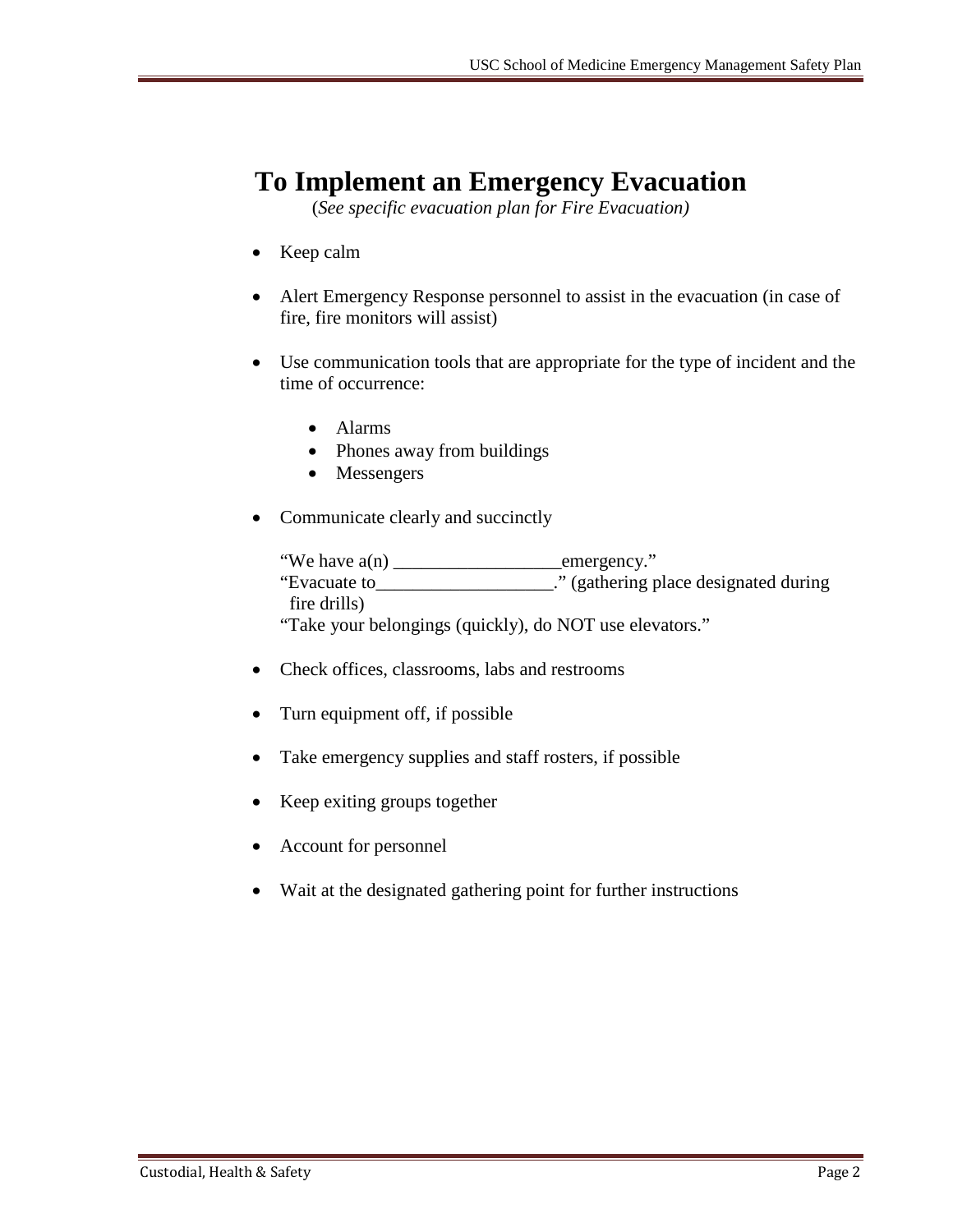# To Implement an Emergency Evacuation

*(See specific evacuation plan for Fire Evacuation)*

- Keep calm
- Alert Emergency Response personnel to assist in the evacuation (in case of fire, fire monitors will assist)
- Use communication tools that are appropriate for the type of incident and the time of occurrence:
  - Alarms
  - Phones away from buildings
  - Messengers
- Communicate clearly and succinctly

  "We have a(n) __________________emergency."
  "Evacuate to___________________." (gathering place designated during fire drills)
  "Take your belongings (quickly), do NOT use elevators."

- Check offices, classrooms, labs and restrooms
- Turn equipment off, if possible
- Take emergency supplies and staff rosters, if possible
- Keep exiting groups together
- Account for personnel
- Wait at the designated gathering point for further instructions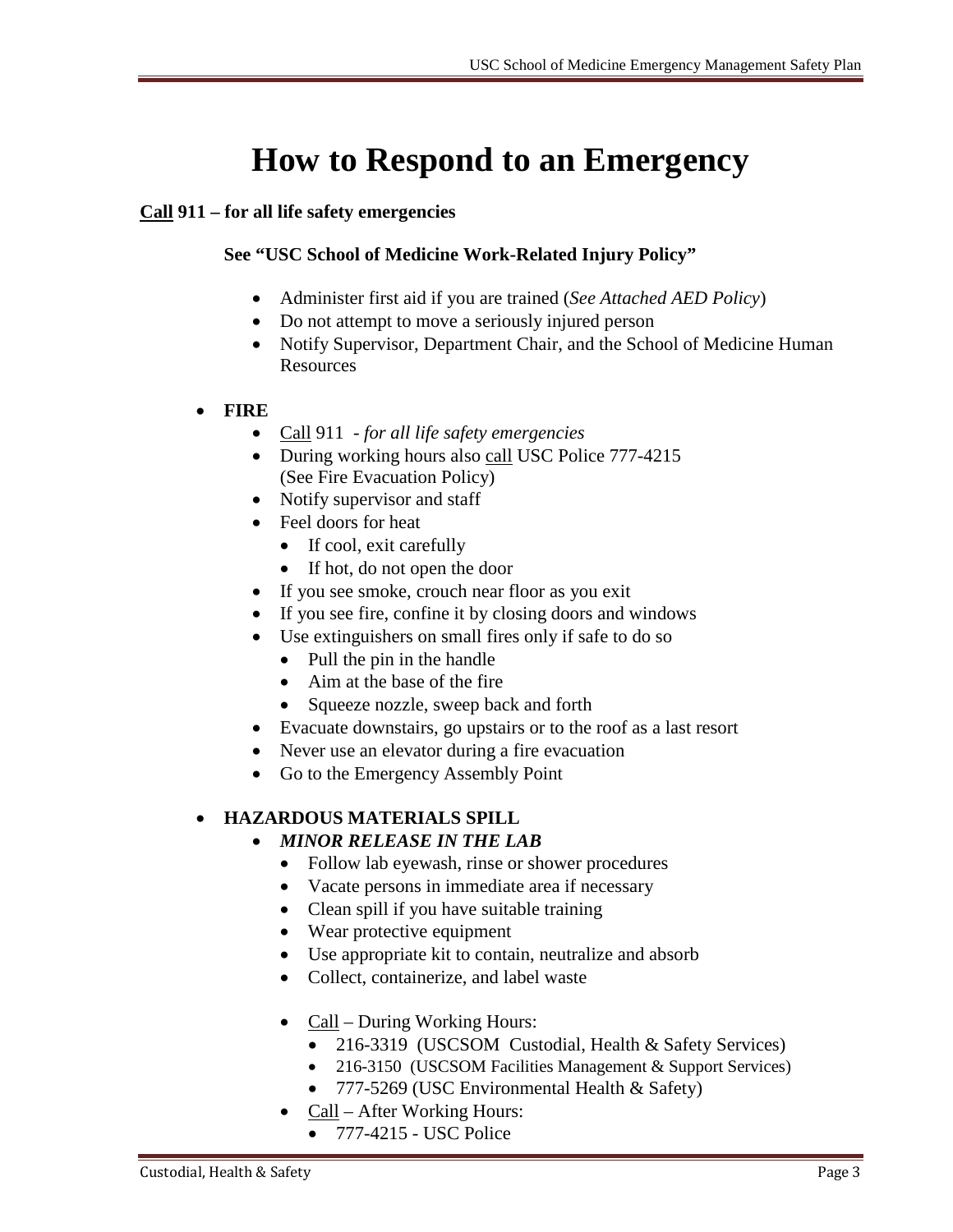# How to Respond to an Emergency

**<u>Call</u> 911 – for all life safety emergencies**

**See "USC School of Medicine Work-Related Injury Policy"**

- Administer first aid if you are trained (*See Attached AED Policy*)
- Do not attempt to move a seriously injured person
- Notify Supervisor, Department Chair, and the School of Medicine Human Resources

- **FIRE**
  - <u>Call</u> 911 - *for all life safety emergencies*
  - During working hours also <u>call</u> USC Police 777-4215 (See Fire Evacuation Policy)
  - Notify supervisor and staff
  - Feel doors for heat
    - If cool, exit carefully
    - If hot, do not open the door
  - If you see smoke, crouch near floor as you exit
  - If you see fire, confine it by closing doors and windows
  - Use extinguishers on small fires only if safe to do so
    - Pull the pin in the handle
    - Aim at the base of the fire
    - Squeeze nozzle, sweep back and forth
  - Evacuate downstairs, go upstairs or to the roof as a last resort
  - Never use an elevator during a fire evacuation
  - Go to the Emergency Assembly Point

- **HAZARDOUS MATERIALS SPILL**
  - ***MINOR RELEASE IN THE LAB***
    - Follow lab eyewash, rinse or shower procedures
    - Vacate persons in immediate area if necessary
    - Clean spill if you have suitable training
    - Wear protective equipment
    - Use appropriate kit to contain, neutralize and absorb
    - Collect, containerize, and label waste
    - <u>Call</u> – During Working Hours:
      - 216-3319 (USCSOM Custodial, Health & Safety Services)
      - 216-3150 (USCSOM Facilities Management & Support Services)
      - 777-5269 (USC Environmental Health & Safety)
    - <u>Call</u> – After Working Hours:
      - 777-4215 - USC Police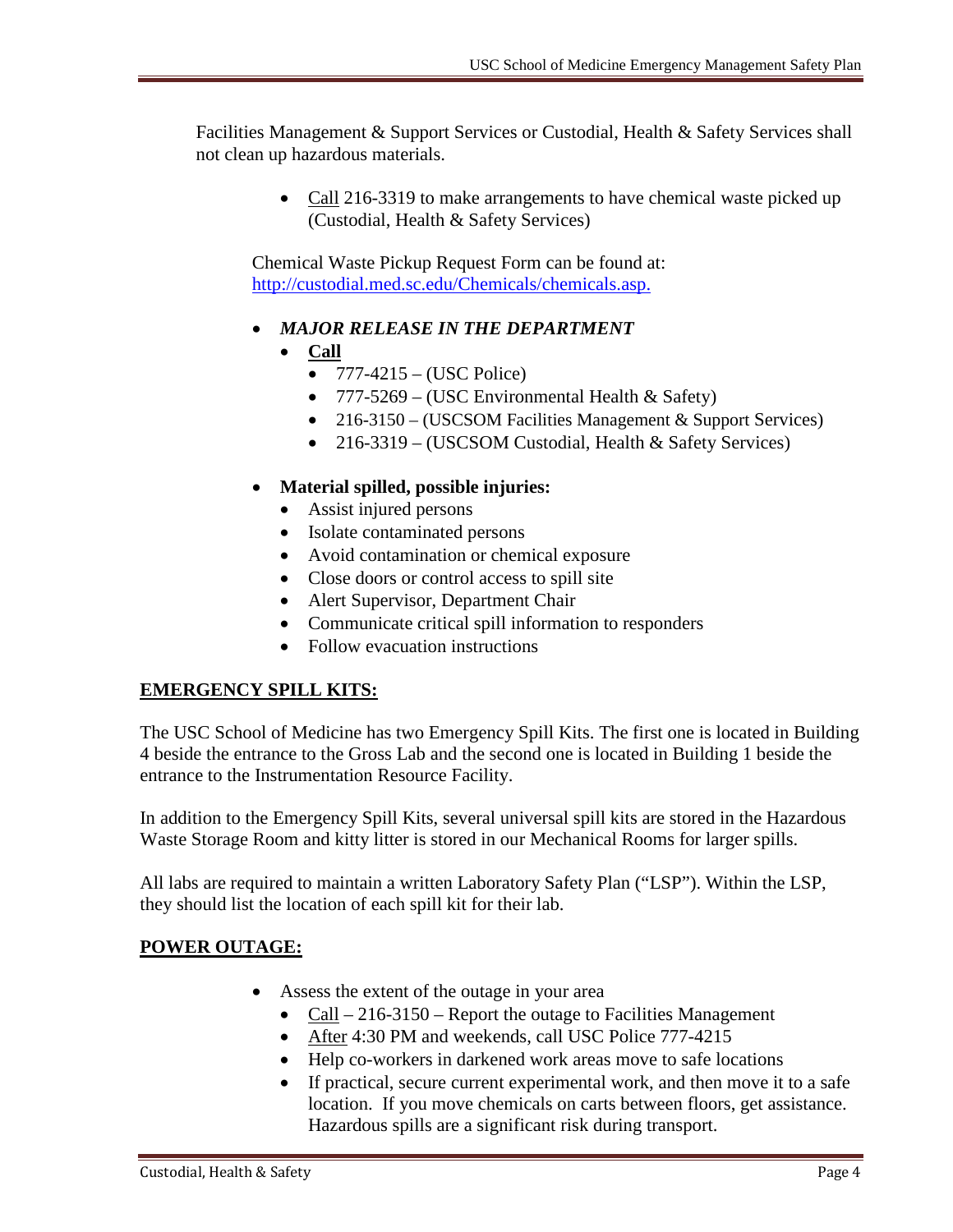Facilities Management & Support Services or Custodial, Health & Safety Services shall not clean up hazardous materials.

- Call 216-3319 to make arrangements to have chemical waste picked up (Custodial, Health & Safety Services)

Chemical Waste Pickup Request Form can be found at: [http://custodial.med.sc.edu/Chemicals/chemicals.asp.](http://custodial.med.sc.edu/Chemicals/chemicals.asp)

- ***MAJOR RELEASE IN THE DEPARTMENT***
  - **Call**
    - 777-4215 – (USC Police)
    - 777-5269 – (USC Environmental Health & Safety)
    - 216-3150 – (USCSOM Facilities Management & Support Services)
    - 216-3319 – (USCSOM Custodial, Health & Safety Services)

- **Material spilled, possible injuries:**
  - Assist injured persons
  - Isolate contaminated persons
  - Avoid contamination or chemical exposure
  - Close doors or control access to spill site
  - Alert Supervisor, Department Chair
  - Communicate critical spill information to responders
  - Follow evacuation instructions

## EMERGENCY SPILL KITS:

The USC School of Medicine has two Emergency Spill Kits. The first one is located in Building 4 beside the entrance to the Gross Lab and the second one is located in Building 1 beside the entrance to the Instrumentation Resource Facility.

In addition to the Emergency Spill Kits, several universal spill kits are stored in the Hazardous Waste Storage Room and kitty litter is stored in our Mechanical Rooms for larger spills.

All labs are required to maintain a written Laboratory Safety Plan ("LSP"). Within the LSP, they should list the location of each spill kit for their lab.

## POWER OUTAGE:

- Assess the extent of the outage in your area
  - Call – 216-3150 – Report the outage to Facilities Management
  - After 4:30 PM and weekends, call USC Police 777-4215
  - Help co-workers in darkened work areas move to safe locations
  - If practical, secure current experimental work, and then move it to a safe location. If you move chemicals on carts between floors, get assistance. Hazardous spills are a significant risk during transport.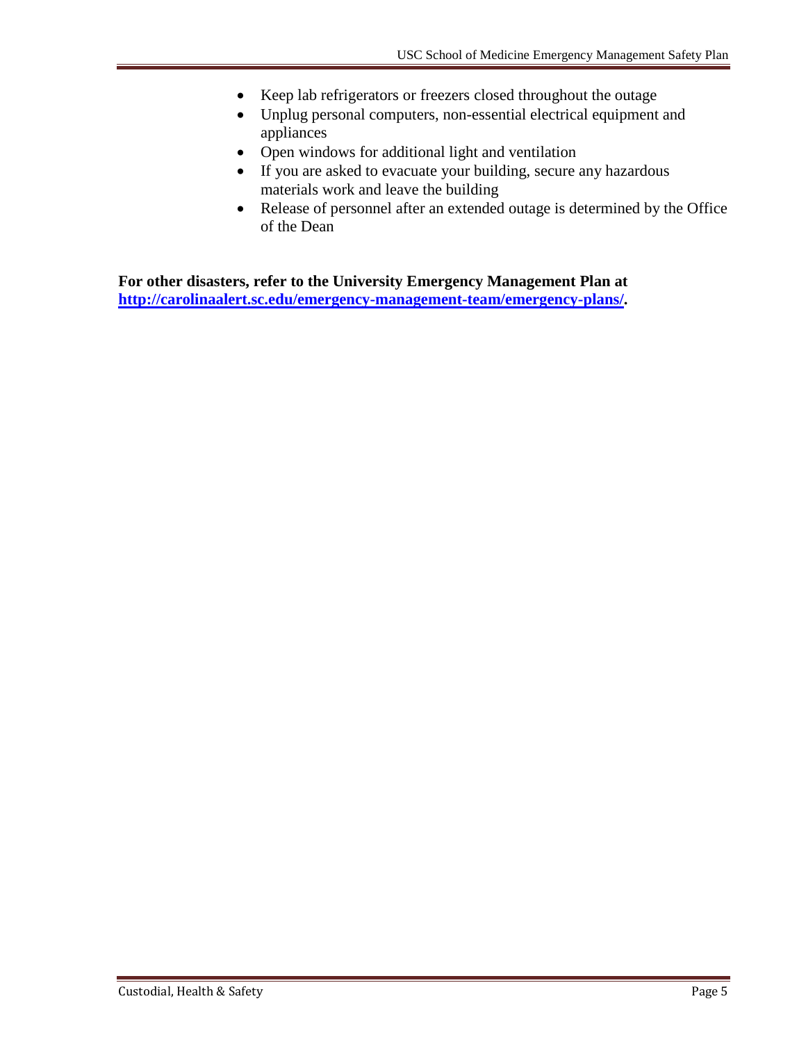- Keep lab refrigerators or freezers closed throughout the outage
- Unplug personal computers, non-essential electrical equipment and appliances
- Open windows for additional light and ventilation
- If you are asked to evacuate your building, secure any hazardous materials work and leave the building
- Release of personnel after an extended outage is determined by the Office of the Dean

**For other disasters, refer to the University Emergency Management Plan at [http://carolinaalert.sc.edu/emergency-management-team/emergency-plans/](http://carolinaalert.sc.edu/emergency-management-team/emergency-plans/).**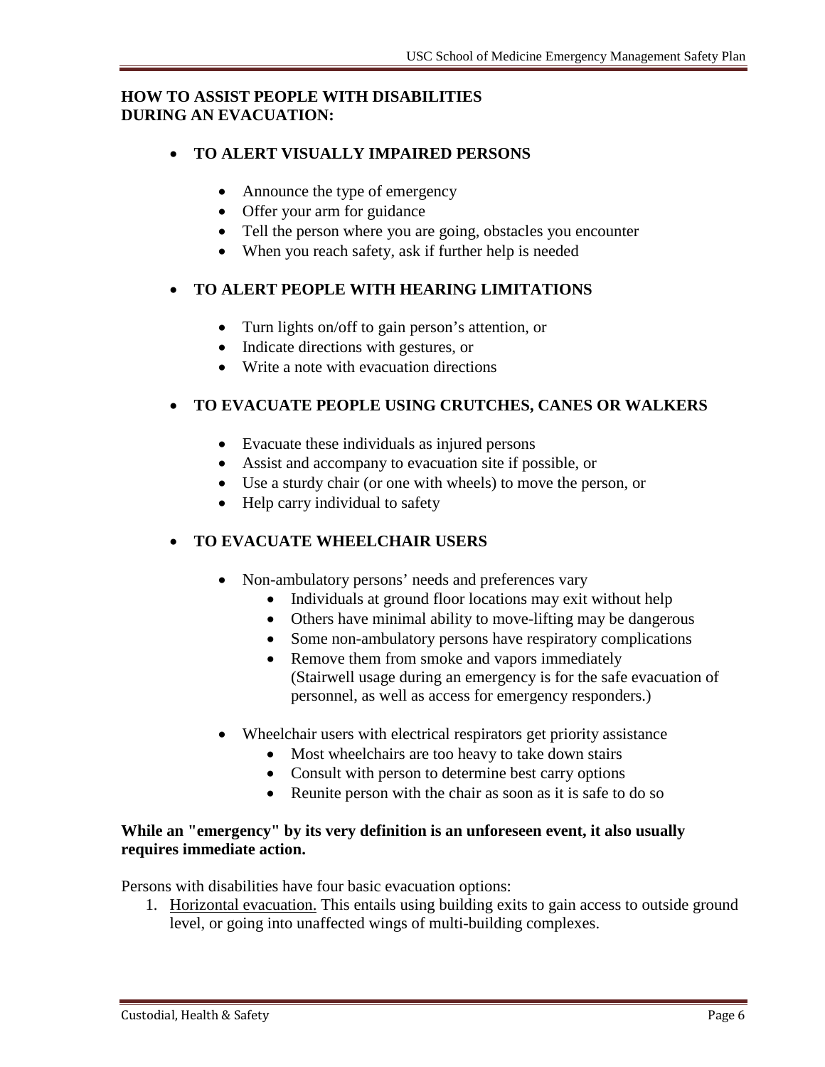**HOW TO ASSIST PEOPLE WITH DISABILITIES DURING AN EVACUATION:**

- **TO ALERT VISUALLY IMPAIRED PERSONS**
    - Announce the type of emergency
    - Offer your arm for guidance
    - Tell the person where you are going, obstacles you encounter
    - When you reach safety, ask if further help is needed

- **TO ALERT PEOPLE WITH HEARING LIMITATIONS**
    - Turn lights on/off to gain person's attention, or
    - Indicate directions with gestures, or
    - Write a note with evacuation directions

- **TO EVACUATE PEOPLE USING CRUTCHES, CANES OR WALKERS**
    - Evacuate these individuals as injured persons
    - Assist and accompany to evacuation site if possible, or
    - Use a sturdy chair (or one with wheels) to move the person, or
    - Help carry individual to safety

- **TO EVACUATE WHEELCHAIR USERS**
    - Non-ambulatory persons' needs and preferences vary
        - Individuals at ground floor locations may exit without help
        - Others have minimal ability to move-lifting may be dangerous
        - Some non-ambulatory persons have respiratory complications
        - Remove them from smoke and vapors immediately (Stairwell usage during an emergency is for the safe evacuation of personnel, as well as access for emergency responders.)
    - Wheelchair users with electrical respirators get priority assistance
        - Most wheelchairs are too heavy to take down stairs
        - Consult with person to determine best carry options
        - Reunite person with the chair as soon as it is safe to do so

**While an "emergency" by its very definition is an unforeseen event, it also usually requires immediate action.**

Persons with disabilities have four basic evacuation options:

1. Horizontal evacuation. This entails using building exits to gain access to outside ground level, or going into unaffected wings of multi-building complexes.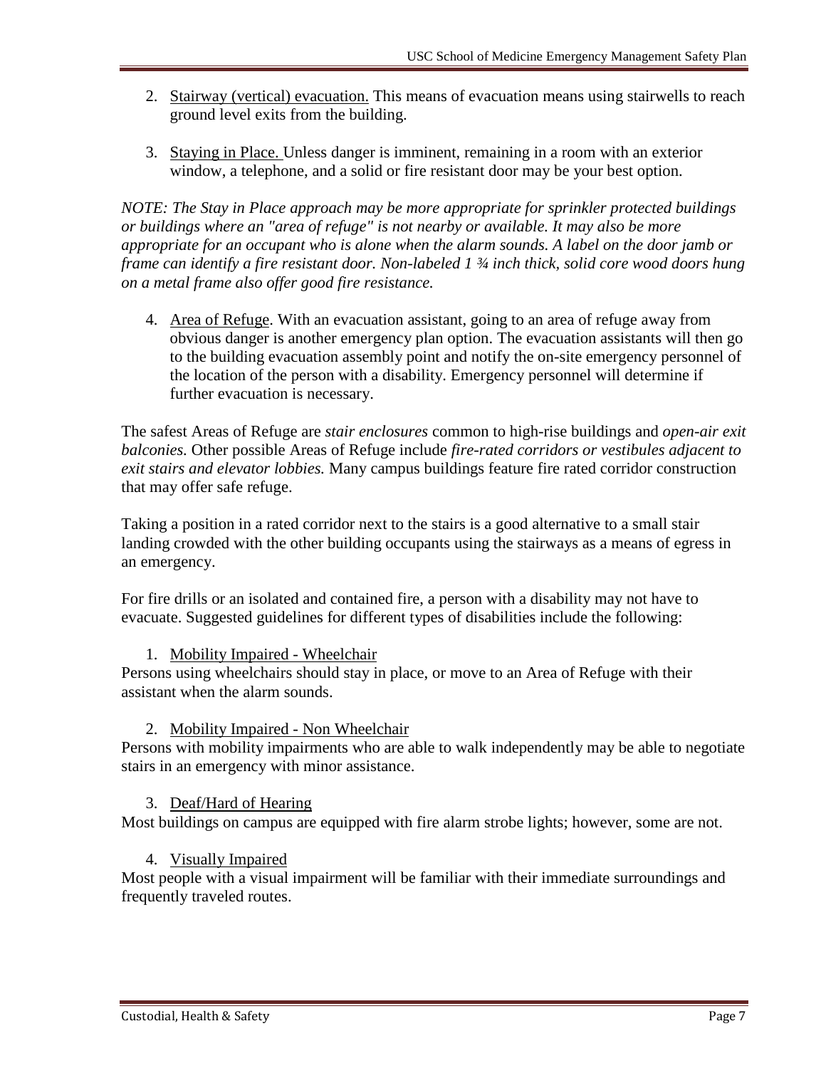2. <u>Stairway (vertical) evacuation.</u> This means of evacuation means using stairwells to reach ground level exits from the building.

3. <u>Staying in Place.</u> Unless danger is imminent, remaining in a room with an exterior window, a telephone, and a solid or fire resistant door may be your best option.

*NOTE: The Stay in Place approach may be more appropriate for sprinkler protected buildings or buildings where an "area of refuge" is not nearby or available. It may also be more appropriate for an occupant who is alone when the alarm sounds. A label on the door jamb or frame can identify a fire resistant door. Non-labeled 1 ¾ inch thick, solid core wood doors hung on a metal frame also offer good fire resistance.*

4. <u>Area of Refuge</u>. With an evacuation assistant, going to an area of refuge away from obvious danger is another emergency plan option. The evacuation assistants will then go to the building evacuation assembly point and notify the on-site emergency personnel of the location of the person with a disability. Emergency personnel will determine if further evacuation is necessary.

The safest Areas of Refuge are *stair enclosures* common to high-rise buildings and *open-air exit balconies.* Other possible Areas of Refuge include *fire-rated corridors or vestibules adjacent to exit stairs and elevator lobbies.* Many campus buildings feature fire rated corridor construction that may offer safe refuge.

Taking a position in a rated corridor next to the stairs is a good alternative to a small stair landing crowded with the other building occupants using the stairways as a means of egress in an emergency.

For fire drills or an isolated and contained fire, a person with a disability may not have to evacuate. Suggested guidelines for different types of disabilities include the following:

1. <u>Mobility Impaired - Wheelchair</u>

Persons using wheelchairs should stay in place, or move to an Area of Refuge with their assistant when the alarm sounds.

2. <u>Mobility Impaired - Non Wheelchair</u>

Persons with mobility impairments who are able to walk independently may be able to negotiate stairs in an emergency with minor assistance.

3. <u>Deaf/Hard of Hearing</u>

Most buildings on campus are equipped with fire alarm strobe lights; however, some are not.

4. <u>Visually Impaired</u>

Most people with a visual impairment will be familiar with their immediate surroundings and frequently traveled routes.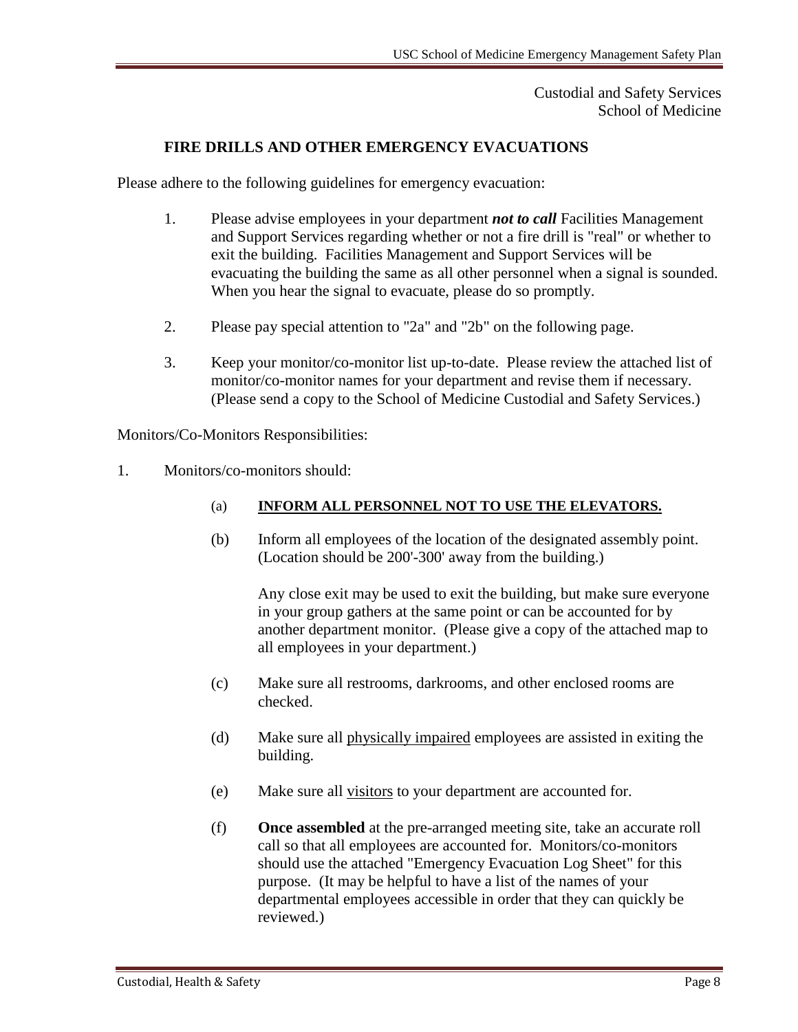Custodial and Safety Services
School of Medicine

## FIRE DRILLS AND OTHER EMERGENCY EVACUATIONS

Please adhere to the following guidelines for emergency evacuation:

1. Please advise employees in your department ***not to call*** Facilities Management and Support Services regarding whether or not a fire drill is "real" or whether to exit the building. Facilities Management and Support Services will be evacuating the building the same as all other personnel when a signal is sounded. When you hear the signal to evacuate, please do so promptly.

2. Please pay special attention to "2a" and "2b" on the following page.

3. Keep your monitor/co-monitor list up-to-date. Please review the attached list of monitor/co-monitor names for your department and revise them if necessary. (Please send a copy to the School of Medicine Custodial and Safety Services.)

Monitors/Co-Monitors Responsibilities:

1. Monitors/co-monitors should:

   (a) <u>**INFORM ALL PERSONNEL NOT TO USE THE ELEVATORS.**</u>

   (b) Inform all employees of the location of the designated assembly point. (Location should be 200'-300' away from the building.)

   Any close exit may be used to exit the building, but make sure everyone in your group gathers at the same point or can be accounted for by another department monitor. (Please give a copy of the attached map to all employees in your department.)

   (c) Make sure all restrooms, darkrooms, and other enclosed rooms are checked.

   (d) Make sure all <u>physically impaired</u> employees are assisted in exiting the building.

   (e) Make sure all <u>visitors</u> to your department are accounted for.

   (f) **Once assembled** at the pre-arranged meeting site, take an accurate roll call so that all employees are accounted for. Monitors/co-monitors should use the attached "Emergency Evacuation Log Sheet" for this purpose. (It may be helpful to have a list of the names of your departmental employees accessible in order that they can quickly be reviewed.)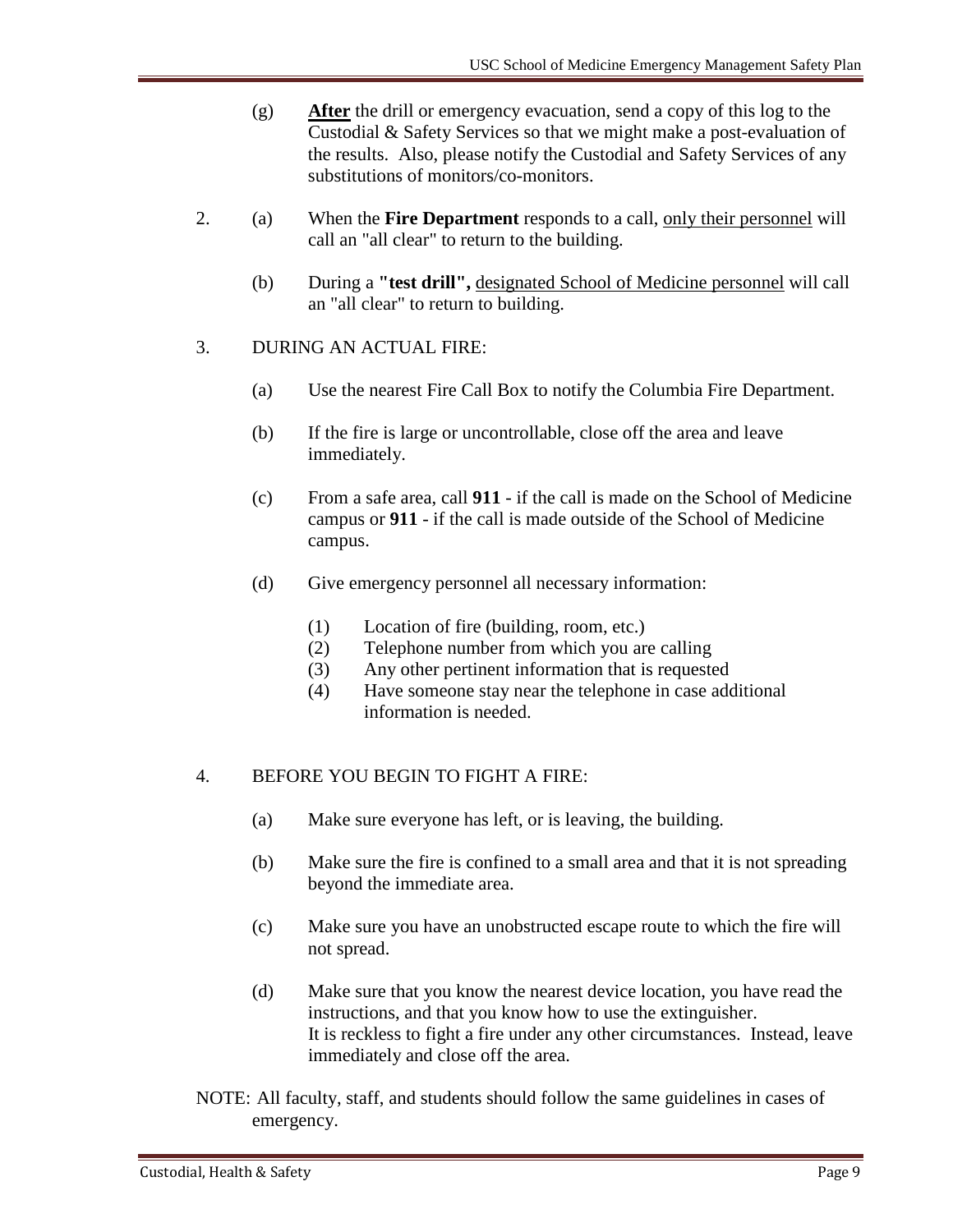(g) **After** the drill or emergency evacuation, send a copy of this log to the Custodial & Safety Services so that we might make a post-evaluation of the results. Also, please notify the Custodial and Safety Services of any substitutions of monitors/co-monitors.

2. (a) When the **Fire Department** responds to a call, <u>only their personnel</u> will call an "all clear" to return to the building.

   (b) During a **"test drill",** <u>designated School of Medicine personnel</u> will call an "all clear" to return to building.

3. DURING AN ACTUAL FIRE:

   (a) Use the nearest Fire Call Box to notify the Columbia Fire Department.

   (b) If the fire is large or uncontrollable, close off the area and leave immediately.

   (c) From a safe area, call **911** - if the call is made on the School of Medicine campus or **911** - if the call is made outside of the School of Medicine campus.

   (d) Give emergency personnel all necessary information:

      (1) Location of fire (building, room, etc.)
      (2) Telephone number from which you are calling
      (3) Any other pertinent information that is requested
      (4) Have someone stay near the telephone in case additional information is needed.

4. BEFORE YOU BEGIN TO FIGHT A FIRE:

   (a) Make sure everyone has left, or is leaving, the building.

   (b) Make sure the fire is confined to a small area and that it is not spreading beyond the immediate area.

   (c) Make sure you have an unobstructed escape route to which the fire will not spread.

   (d) Make sure that you know the nearest device location, you have read the instructions, and that you know how to use the extinguisher.
   It is reckless to fight a fire under any other circumstances. Instead, leave immediately and close off the area.

NOTE: All faculty, staff, and students should follow the same guidelines in cases of emergency.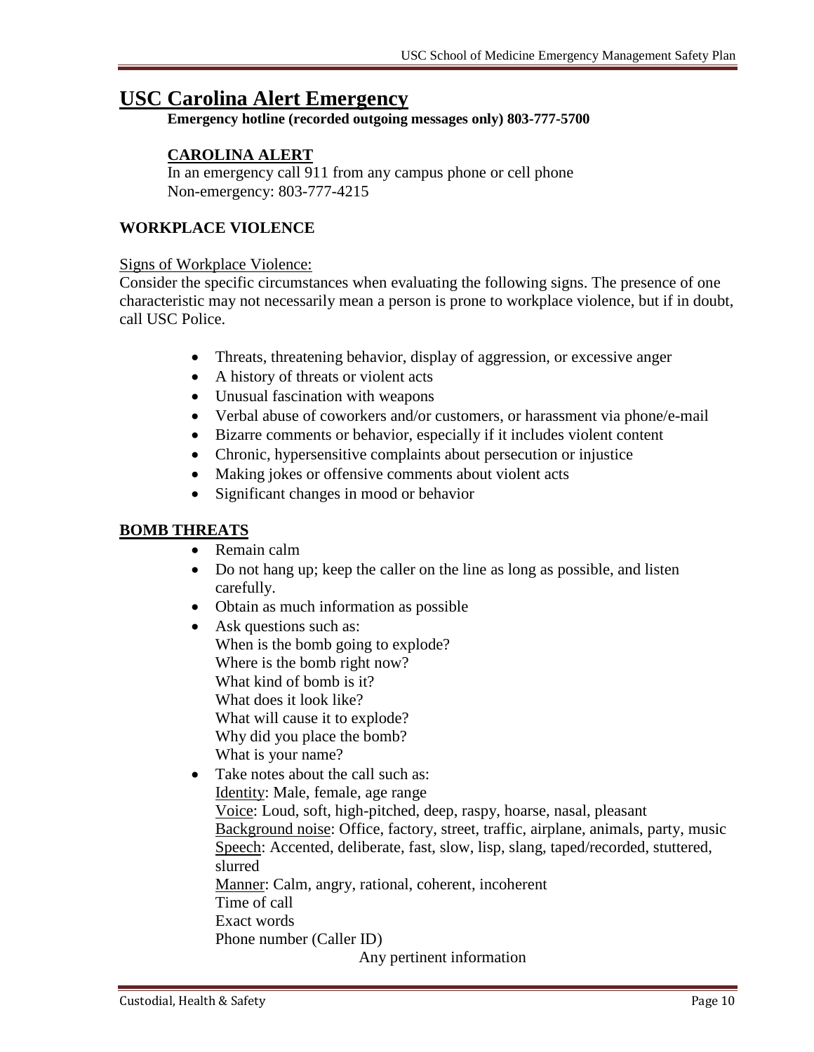# USC Carolina Alert Emergency

**Emergency hotline (recorded outgoing messages only) 803-777-5700**

## CAROLINA ALERT

In an emergency call 911 from any campus phone or cell phone
Non-emergency: 803-777-4215

## WORKPLACE VIOLENCE

Signs of Workplace Violence:

Consider the specific circumstances when evaluating the following signs. The presence of one characteristic may not necessarily mean a person is prone to workplace violence, but if in doubt, call USC Police.

- Threats, threatening behavior, display of aggression, or excessive anger
- A history of threats or violent acts
- Unusual fascination with weapons
- Verbal abuse of coworkers and/or customers, or harassment via phone/e-mail
- Bizarre comments or behavior, especially if it includes violent content
- Chronic, hypersensitive complaints about persecution or injustice
- Making jokes or offensive comments about violent acts
- Significant changes in mood or behavior

## BOMB THREATS

- Remain calm
- Do not hang up; keep the caller on the line as long as possible, and listen carefully.
- Obtain as much information as possible
- Ask questions such as:
  When is the bomb going to explode?
  Where is the bomb right now?
  What kind of bomb is it?
  What does it look like?
  What will cause it to explode?
  Why did you place the bomb?
  What is your name?
- Take notes about the call such as:
  Identity: Male, female, age range
  Voice: Loud, soft, high-pitched, deep, raspy, hoarse, nasal, pleasant
  Background noise: Office, factory, street, traffic, airplane, animals, party, music
  Speech: Accented, deliberate, fast, slow, lisp, slang, taped/recorded, stuttered, slurred
  Manner: Calm, angry, rational, coherent, incoherent
  Time of call
  Exact words
  Phone number (Caller ID)
  Any pertinent information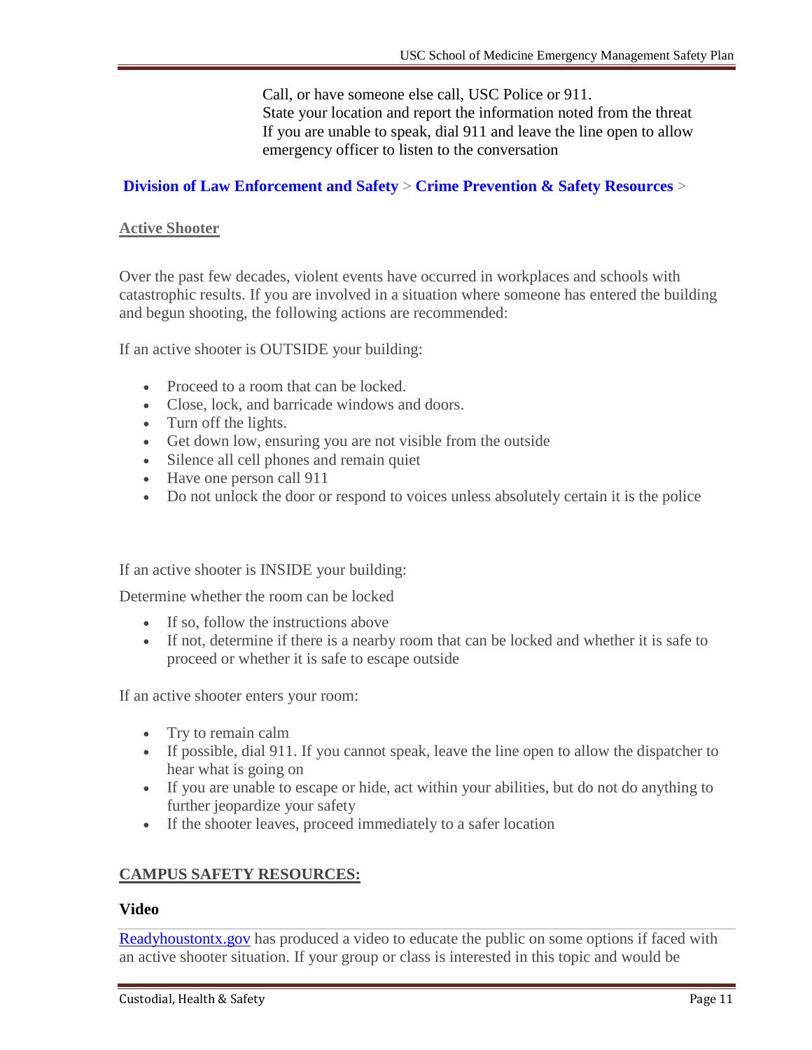Call, or have someone else call, USC Police or 911.
State your location and report the information noted from the threat
If you are unable to speak, dial 911 and leave the line open to allow emergency officer to listen to the conversation

**Division of Law Enforcement and Safety** > **Crime Prevention & Safety Resources** >

**Active Shooter**

Over the past few decades, violent events have occurred in workplaces and schools with catastrophic results. If you are involved in a situation where someone has entered the building and begun shooting, the following actions are recommended:

If an active shooter is OUTSIDE your building:

- Proceed to a room that can be locked.
- Close, lock, and barricade windows and doors.
- Turn off the lights.
- Get down low, ensuring you are not visible from the outside
- Silence all cell phones and remain quiet
- Have one person call 911
- Do not unlock the door or respond to voices unless absolutely certain it is the police

If an active shooter is INSIDE your building:

Determine whether the room can be locked

- If so, follow the instructions above
- If not, determine if there is a nearby room that can be locked and whether it is safe to proceed or whether it is safe to escape outside

If an active shooter enters your room:

- Try to remain calm
- If possible, dial 911. If you cannot speak, leave the line open to allow the dispatcher to hear what is going on
- If you are unable to escape or hide, act within your abilities, but do not do anything to further jeopardize your safety
- If the shooter leaves, proceed immediately to a safer location

**CAMPUS SAFETY RESOURCES:**

**Video**

Readyhoustontx.gov has produced a video to educate the public on some options if faced with an active shooter situation. If your group or class is interested in this topic and would be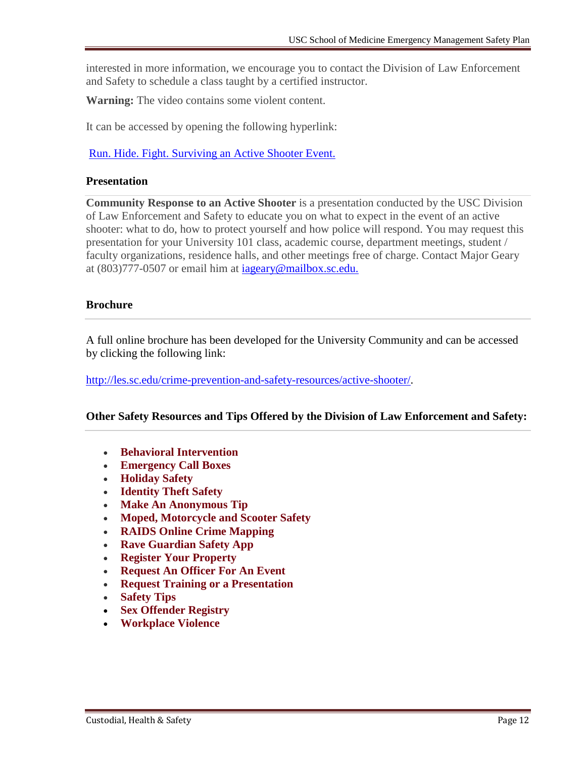interested in more information, we encourage you to contact the Division of Law Enforcement and Safety to schedule a class taught by a certified instructor.

**Warning:** The video contains some violent content.

It can be accessed by opening the following hyperlink:

Run. Hide. Fight. Surviving an Active Shooter Event.

### Presentation

**Community Response to an Active Shooter** is a presentation conducted by the USC Division of Law Enforcement and Safety to educate you on what to expect in the event of an active shooter: what to do, how to protect yourself and how police will respond. You may request this presentation for your University 101 class, academic course, department meetings, student / faculty organizations, residence halls, and other meetings free of charge. Contact Major Geary at (803)777-0507 or email him at iageary@mailbox.sc.edu.

### Brochure

A full online brochure has been developed for the University Community and can be accessed by clicking the following link:

http://les.sc.edu/crime-prevention-and-safety-resources/active-shooter/.

### Other Safety Resources and Tips Offered by the Division of Law Enforcement and Safety:

- **Behavioral Intervention**
- **Emergency Call Boxes**
- **Holiday Safety**
- **Identity Theft Safety**
- **Make An Anonymous Tip**
- **Moped, Motorcycle and Scooter Safety**
- **RAIDS Online Crime Mapping**
- **Rave Guardian Safety App**
- **Register Your Property**
- **Request An Officer For An Event**
- **Request Training or a Presentation**
- **Safety Tips**
- **Sex Offender Registry**
- **Workplace Violence**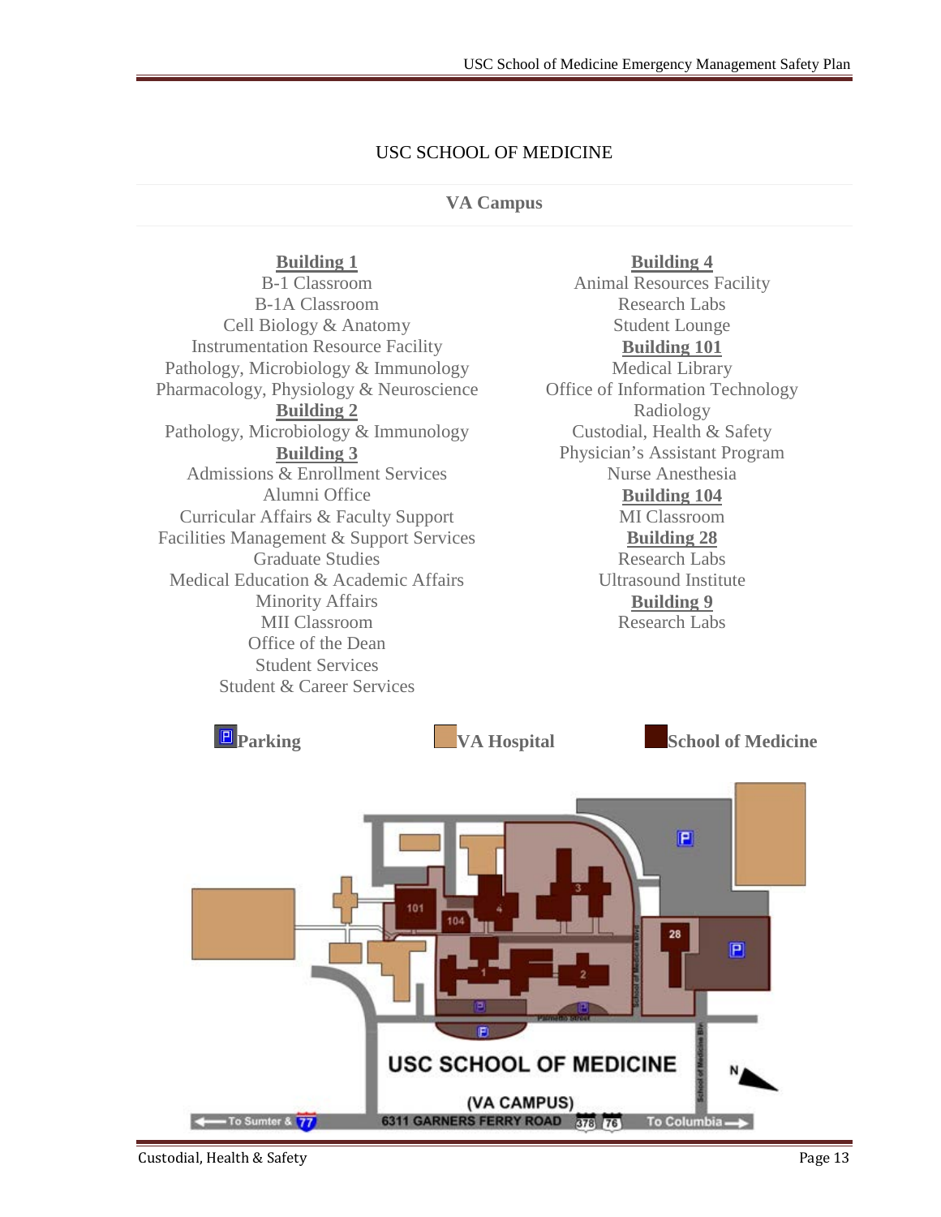# USC SCHOOL OF MEDICINE

## VA Campus

**Building 1**
B-1 Classroom
B-1A Classroom
Cell Biology & Anatomy
Instrumentation Resource Facility
Pathology, Microbiology & Immunology
Pharmacology, Physiology & Neuroscience

**Building 2**
Pathology, Microbiology & Immunology

**Building 3**
Admissions & Enrollment Services
Alumni Office
Curricular Affairs & Faculty Support
Facilities Management & Support Services
Graduate Studies
Medical Education & Academic Affairs
Minority Affairs
MII Classroom
Office of the Dean
Student Services
Student & Career Services

**Building 4**
Animal Resources Facility
Research Labs
Student Lounge

**Building 101**
Medical Library
Office of Information Technology
Radiology
Custodial, Health & Safety
Physician's Assistant Program
Nurse Anesthesia

**Building 104**
MI Classroom

**Building 28**
Research Labs
Ultrasound Institute

**Building 9**
Research Labs

**Parking** **VA Hospital** **School of Medicine**

USC SCHOOL OF MEDICINE

(VA CAMPUS)

6311 GARNERS FERRY ROAD

To Sumter & 77

378 76

To Columbia

Palmetto Street

School of Medicine Blvd

101 104 4 3 1 2 28

N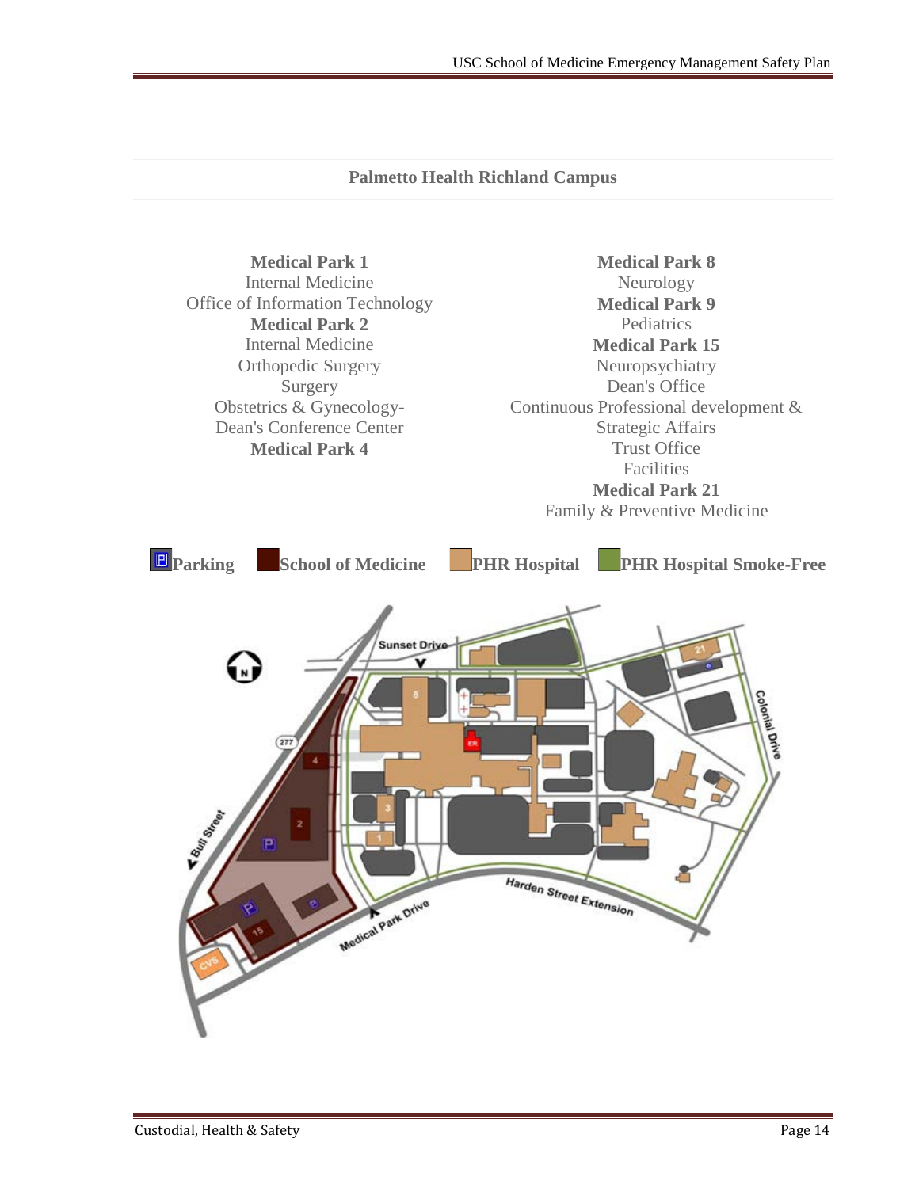## Palmetto Health Richland Campus

**Medical Park 1**
Internal Medicine
Office of Information Technology
**Medical Park 2**
Internal Medicine
Orthopedic Surgery
Surgery
Obstetrics & Gynecology-
Dean's Conference Center
**Medical Park 4**

**Medical Park 8**
Neurology
**Medical Park 9**
Pediatrics
**Medical Park 15**
Neuropsychiatry
Dean's Office
Continuous Professional development &
Strategic Affairs
Trust Office
Facilities
**Medical Park 21**
Family & Preventive Medicine

**Parking** **School of Medicine** **PHR Hospital** **PHR Hospital Smoke-Free**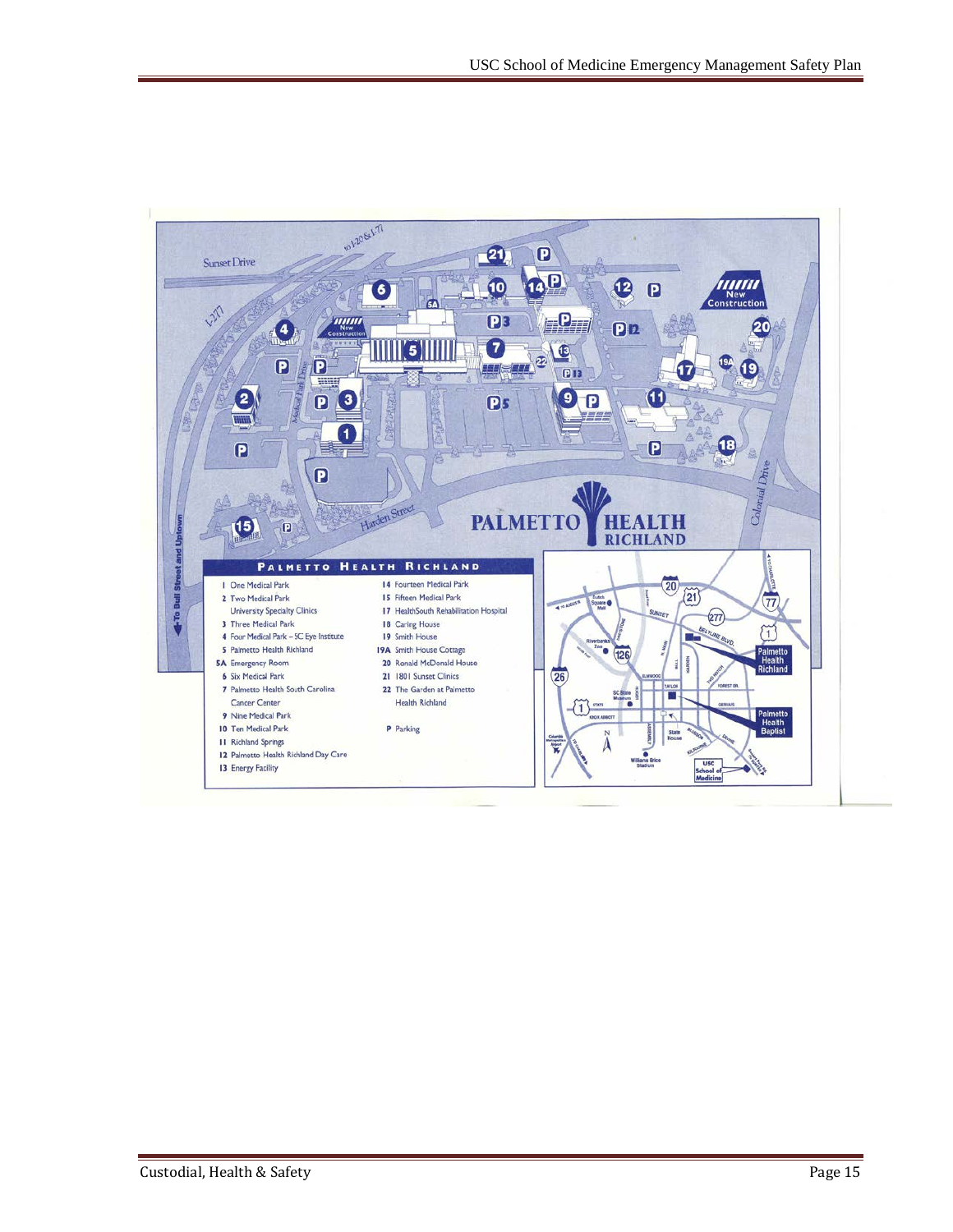Sunset Drive

to I-20 & I-77

I-277

Medical Park Drive

Harden Street

Colonial Drive

To Bull Street and Uptown

New Construction

PALMETTO HEALTH RICHLAND

**PALMETTO HEALTH RICHLAND**

1 One Medical Park
2 Two Medical Park
University Specialty Clinics
3 Three Medical Park
4 Four Medical Park – SC Eye Institute
5 Palmetto Health Richland
5A Emergency Room
6 Six Medical Park
7 Palmetto Health South Carolina Cancer Center
9 Nine Medical Park
10 Ten Medical Park
11 Richland Springs
12 Palmetto Health Richland Day Care
13 Energy Facility
14 Fourteen Medical Park
15 Fifteen Medical Park
17 HealthSouth Rehabilitation Hospital
18 Caring House
19 Smith House
19A Smith House Cottage
20 Ronald McDonald House
21 1801 Sunset Clinics
22 The Garden at Palmetto Health Richland

P Parking

Palmetto Health Richland

Palmetto Health Baptist

USC School of Medicine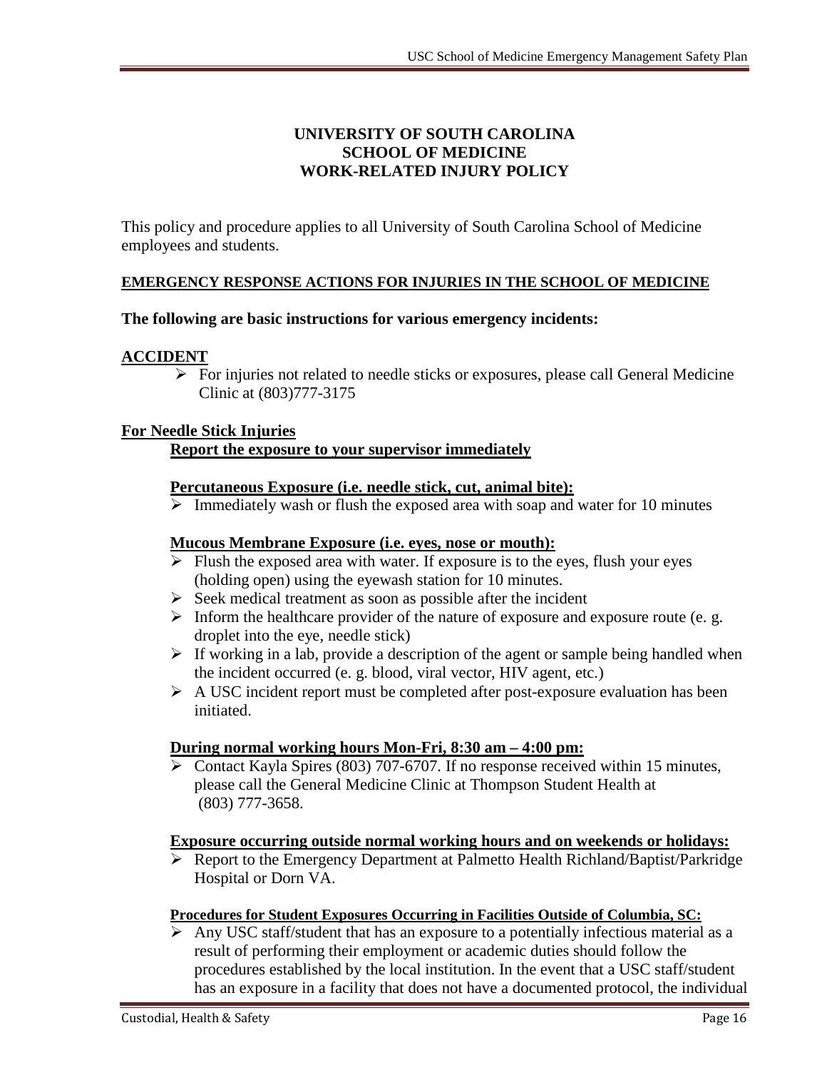# UNIVERSITY OF SOUTH CAROLINA
# SCHOOL OF MEDICINE
# WORK-RELATED INJURY POLICY

This policy and procedure applies to all University of South Carolina School of Medicine employees and students.

## EMERGENCY RESPONSE ACTIONS FOR INJURIES IN THE SCHOOL OF MEDICINE

**The following are basic instructions for various emergency incidents:**

### ACCIDENT

- For injuries not related to needle sticks or exposures, please call General Medicine Clinic at (803)777-3175

### For Needle Stick Injuries

**Report the exposure to your supervisor immediately**

**Percutaneous Exposure (i.e. needle stick, cut, animal bite):**

- Immediately wash or flush the exposed area with soap and water for 10 minutes

**Mucous Membrane Exposure (i.e. eyes, nose or mouth):**

- Flush the exposed area with water. If exposure is to the eyes, flush your eyes (holding open) using the eyewash station for 10 minutes.
- Seek medical treatment as soon as possible after the incident
- Inform the healthcare provider of the nature of exposure and exposure route (e. g. droplet into the eye, needle stick)
- If working in a lab, provide a description of the agent or sample being handled when the incident occurred (e. g. blood, viral vector, HIV agent, etc.)
- A USC incident report must be completed after post-exposure evaluation has been initiated.

**During normal working hours Mon-Fri, 8:30 am – 4:00 pm:**

- Contact Kayla Spires (803) 707-6707. If no response received within 15 minutes, please call the General Medicine Clinic at Thompson Student Health at (803) 777-3658.

**Exposure occurring outside normal working hours and on weekends or holidays:**

- Report to the Emergency Department at Palmetto Health Richland/Baptist/Parkridge Hospital or Dorn VA.

**Procedures for Student Exposures Occurring in Facilities Outside of Columbia, SC:**

- Any USC staff/student that has an exposure to a potentially infectious material as a result of performing their employment or academic duties should follow the procedures established by the local institution. In the event that a USC staff/student has an exposure in a facility that does not have a documented protocol, the individual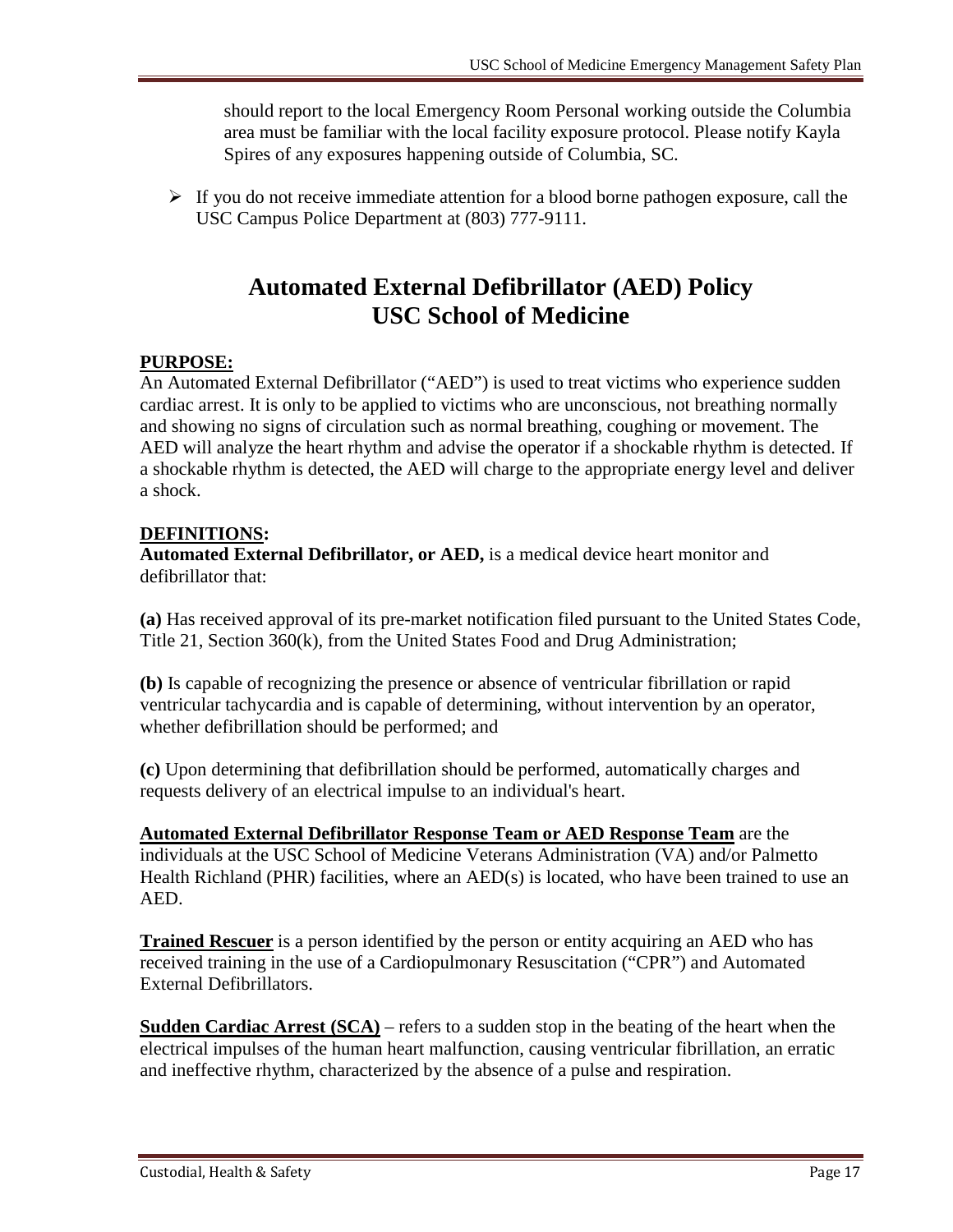should report to the local Emergency Room Personal working outside the Columbia area must be familiar with the local facility exposure protocol. Please notify Kayla Spires of any exposures happening outside of Columbia, SC.

- If you do not receive immediate attention for a blood borne pathogen exposure, call the USC Campus Police Department at (803) 777-9111.

# Automated External Defibrillator (AED) Policy
# USC School of Medicine

**PURPOSE:**

An Automated External Defibrillator ("AED") is used to treat victims who experience sudden cardiac arrest. It is only to be applied to victims who are unconscious, not breathing normally and showing no signs of circulation such as normal breathing, coughing or movement. The AED will analyze the heart rhythm and advise the operator if a shockable rhythm is detected. If a shockable rhythm is detected, the AED will charge to the appropriate energy level and deliver a shock.

**DEFINITIONS:**

**Automated External Defibrillator, or AED,** is a medical device heart monitor and defibrillator that:

**(a)** Has received approval of its pre-market notification filed pursuant to the United States Code, Title 21, Section 360(k), from the United States Food and Drug Administration;

**(b)** Is capable of recognizing the presence or absence of ventricular fibrillation or rapid ventricular tachycardia and is capable of determining, without intervention by an operator, whether defibrillation should be performed; and

**(c)** Upon determining that defibrillation should be performed, automatically charges and requests delivery of an electrical impulse to an individual's heart.

**Automated External Defibrillator Response Team or AED Response Team** are the individuals at the USC School of Medicine Veterans Administration (VA) and/or Palmetto Health Richland (PHR) facilities, where an AED(s) is located, who have been trained to use an AED.

**Trained Rescuer** is a person identified by the person or entity acquiring an AED who has received training in the use of a Cardiopulmonary Resuscitation ("CPR") and Automated External Defibrillators.

**Sudden Cardiac Arrest (SCA)** – refers to a sudden stop in the beating of the heart when the electrical impulses of the human heart malfunction, causing ventricular fibrillation, an erratic and ineffective rhythm, characterized by the absence of a pulse and respiration.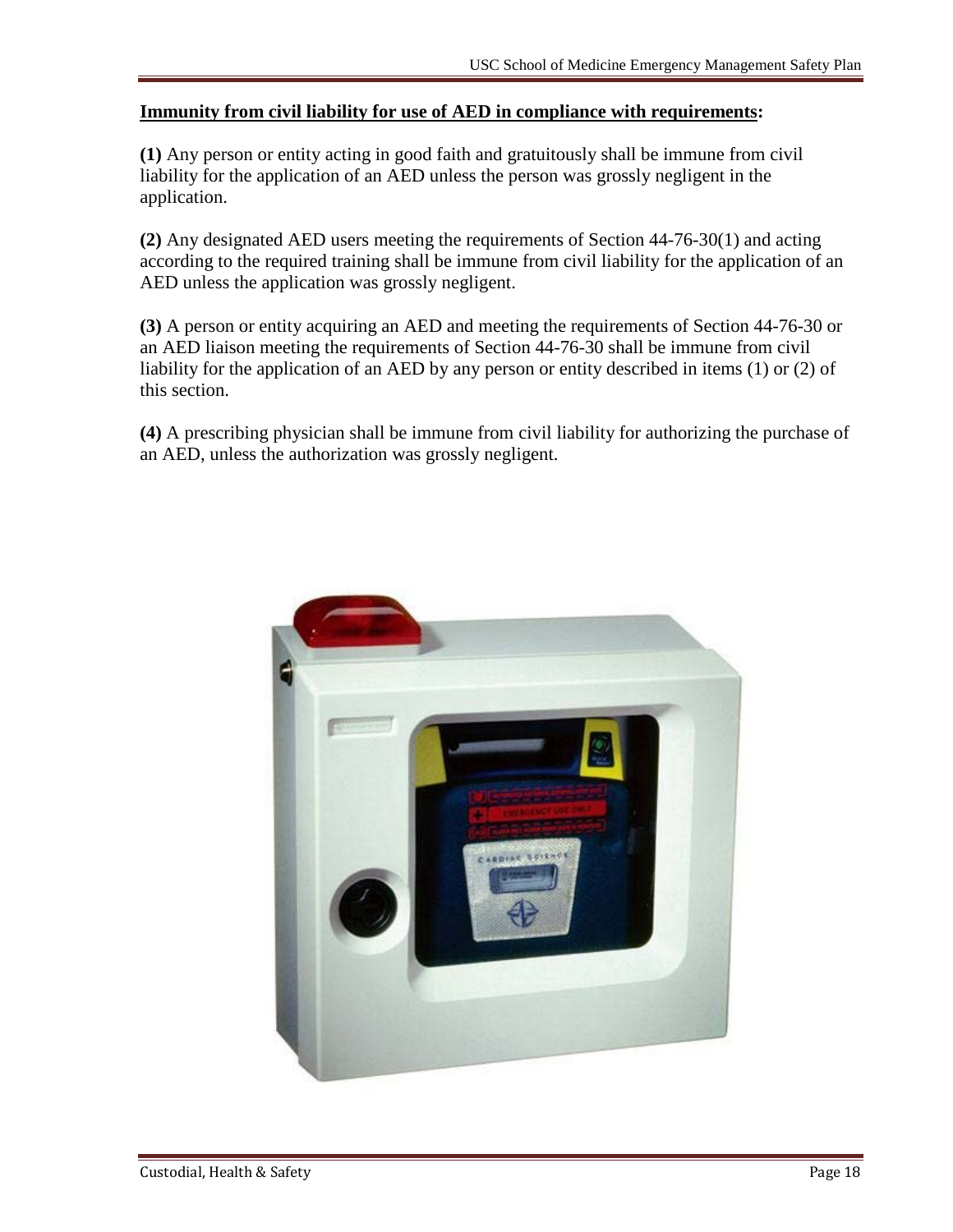**Immunity from civil liability for use of AED in compliance with requirements:**

**(1)** Any person or entity acting in good faith and gratuitously shall be immune from civil liability for the application of an AED unless the person was grossly negligent in the application.

**(2)** Any designated AED users meeting the requirements of Section 44-76-30(1) and acting according to the required training shall be immune from civil liability for the application of an AED unless the application was grossly negligent.

**(3)** A person or entity acquiring an AED and meeting the requirements of Section 44-76-30 or an AED liaison meeting the requirements of Section 44-76-30 shall be immune from civil liability for the application of an AED by any person or entity described in items (1) or (2) of this section.

**(4)** A prescribing physician shall be immune from civil liability for authorizing the purchase of an AED, unless the authorization was grossly negligent.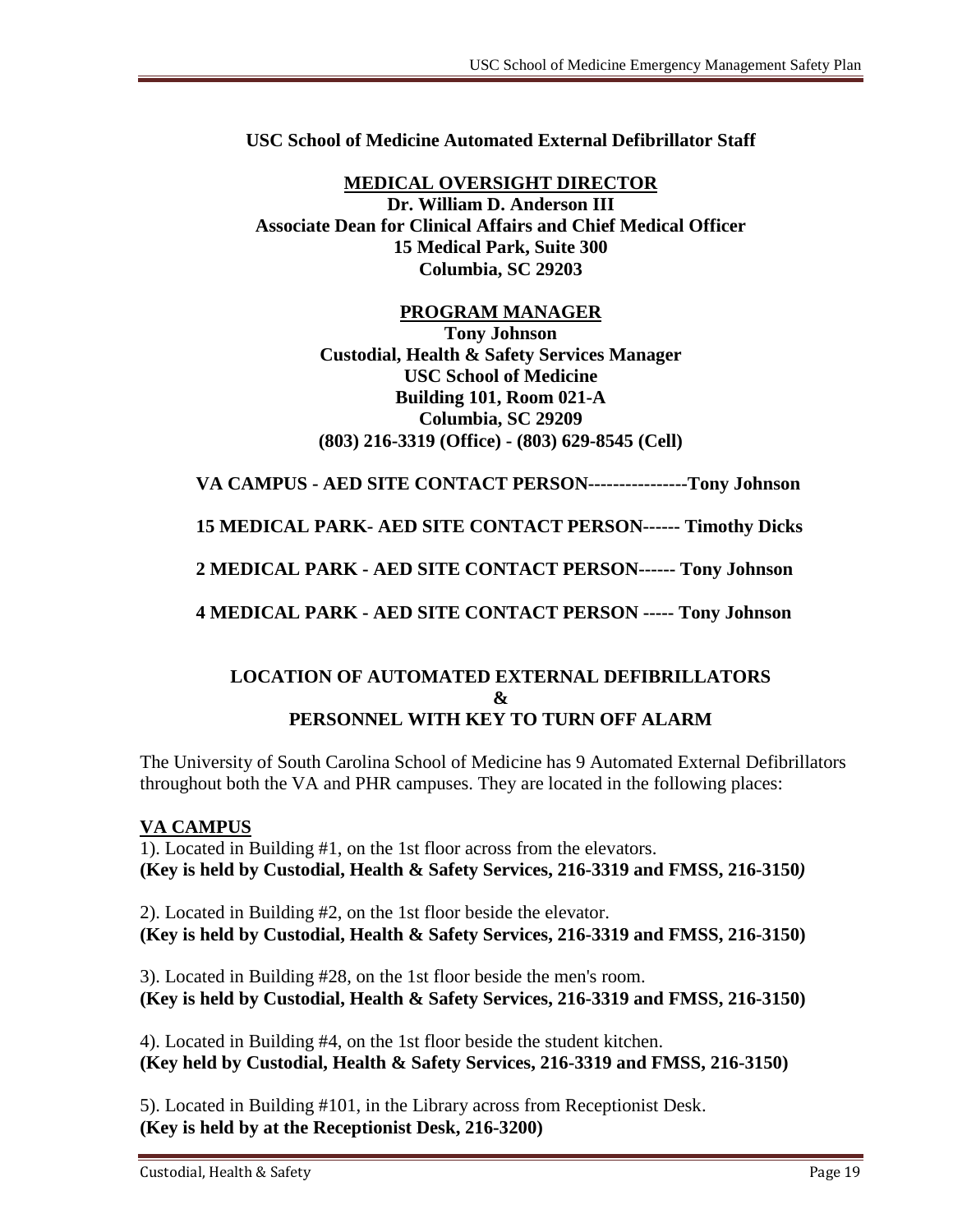**USC School of Medicine Automated External Defibrillator Staff**

**MEDICAL OVERSIGHT DIRECTOR**
**Dr. William D. Anderson III**
**Associate Dean for Clinical Affairs and Chief Medical Officer**
**15 Medical Park, Suite 300**
**Columbia, SC 29203**

**PROGRAM MANAGER**
**Tony Johnson**
**Custodial, Health & Safety Services Manager**
**USC School of Medicine**
**Building 101, Room 021-A**
**Columbia, SC 29209**
**(803) 216-3319 (Office) - (803) 629-8545 (Cell)**

**VA CAMPUS - AED SITE CONTACT PERSON----------------Tony Johnson**

**15 MEDICAL PARK- AED SITE CONTACT PERSON------ Timothy Dicks**

**2 MEDICAL PARK - AED SITE CONTACT PERSON------ Tony Johnson**

**4 MEDICAL PARK - AED SITE CONTACT PERSON ----- Tony Johnson**

**LOCATION OF AUTOMATED EXTERNAL DEFIBRILLATORS**
**&**
**PERSONNEL WITH KEY TO TURN OFF ALARM**

The University of South Carolina School of Medicine has 9 Automated External Defibrillators throughout both the VA and PHR campuses. They are located in the following places:

**VA CAMPUS**

1). Located in Building #1, on the 1st floor across from the elevators.
**(Key is held by Custodial, Health & Safety Services, 216-3319 and FMSS, 216-3150)**

2). Located in Building #2, on the 1st floor beside the elevator.
**(Key is held by Custodial, Health & Safety Services, 216-3319 and FMSS, 216-3150)**

3). Located in Building #28, on the 1st floor beside the men's room.
**(Key is held by Custodial, Health & Safety Services, 216-3319 and FMSS, 216-3150)**

4). Located in Building #4, on the 1st floor beside the student kitchen.
**(Key held by Custodial, Health & Safety Services, 216-3319 and FMSS, 216-3150)**

5). Located in Building #101, in the Library across from Receptionist Desk.
**(Key is held by at the Receptionist Desk, 216-3200)**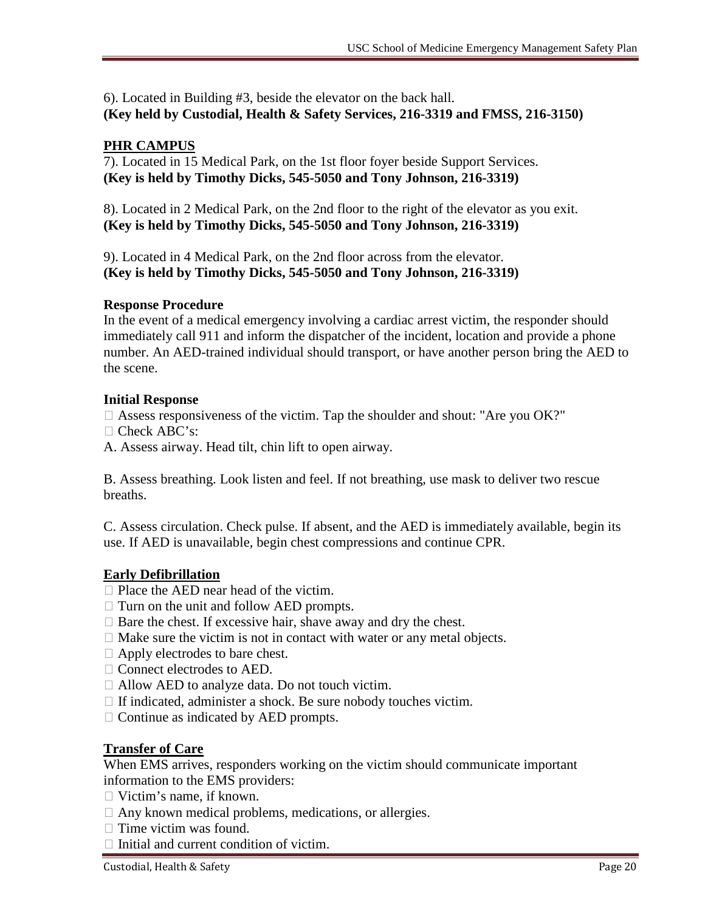6). Located in Building #3, beside the elevator on the back hall.
**(Key held by Custodial, Health & Safety Services, 216-3319 and FMSS, 216-3150)**

**PHR CAMPUS**

7). Located in 15 Medical Park, on the 1st floor foyer beside Support Services.
**(Key is held by Timothy Dicks, 545-5050 and Tony Johnson, 216-3319)**

8). Located in 2 Medical Park, on the 2nd floor to the right of the elevator as you exit.
**(Key is held by Timothy Dicks, 545-5050 and Tony Johnson, 216-3319)**

9). Located in 4 Medical Park, on the 2nd floor across from the elevator.
**(Key is held by Timothy Dicks, 545-5050 and Tony Johnson, 216-3319)**

**Response Procedure**

In the event of a medical emergency involving a cardiac arrest victim, the responder should immediately call 911 and inform the dispatcher of the incident, location and provide a phone number. An AED-trained individual should transport, or have another person bring the AED to the scene.

**Initial Response**

- Assess responsiveness of the victim. Tap the shoulder and shout: "Are you OK?"
- Check ABC's:

A. Assess airway. Head tilt, chin lift to open airway.

B. Assess breathing. Look listen and feel. If not breathing, use mask to deliver two rescue breaths.

C. Assess circulation. Check pulse. If absent, and the AED is immediately available, begin its use. If AED is unavailable, begin chest compressions and continue CPR.

**Early Defibrillation**

- Place the AED near head of the victim.
- Turn on the unit and follow AED prompts.
- Bare the chest. If excessive hair, shave away and dry the chest.
- Make sure the victim is not in contact with water or any metal objects.
- Apply electrodes to bare chest.
- Connect electrodes to AED.
- Allow AED to analyze data. Do not touch victim.
- If indicated, administer a shock. Be sure nobody touches victim.
- Continue as indicated by AED prompts.

**Transfer of Care**

When EMS arrives, responders working on the victim should communicate important information to the EMS providers:

- Victim's name, if known.
- Any known medical problems, medications, or allergies.
- Time victim was found.
- Initial and current condition of victim.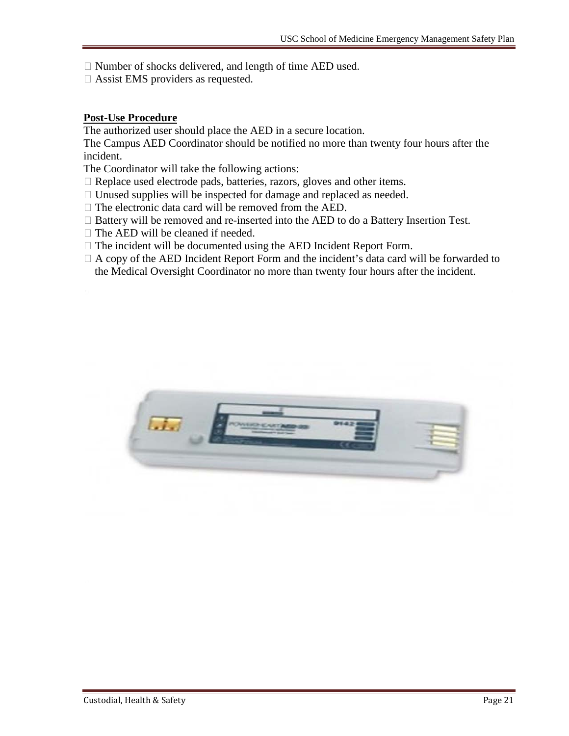- Number of shocks delivered, and length of time AED used.
- Assist EMS providers as requested.

**Post-Use Procedure**

The authorized user should place the AED in a secure location.

The Campus AED Coordinator should be notified no more than twenty four hours after the incident.

The Coordinator will take the following actions:

- Replace used electrode pads, batteries, razors, gloves and other items.
- Unused supplies will be inspected for damage and replaced as needed.
- The electronic data card will be removed from the AED.
- Battery will be removed and re-inserted into the AED to do a Battery Insertion Test.
- The AED will be cleaned if needed.
- The incident will be documented using the AED Incident Report Form.
- A copy of the AED Incident Report Form and the incident's data card will be forwarded to the Medical Oversight Coordinator no more than twenty four hours after the incident.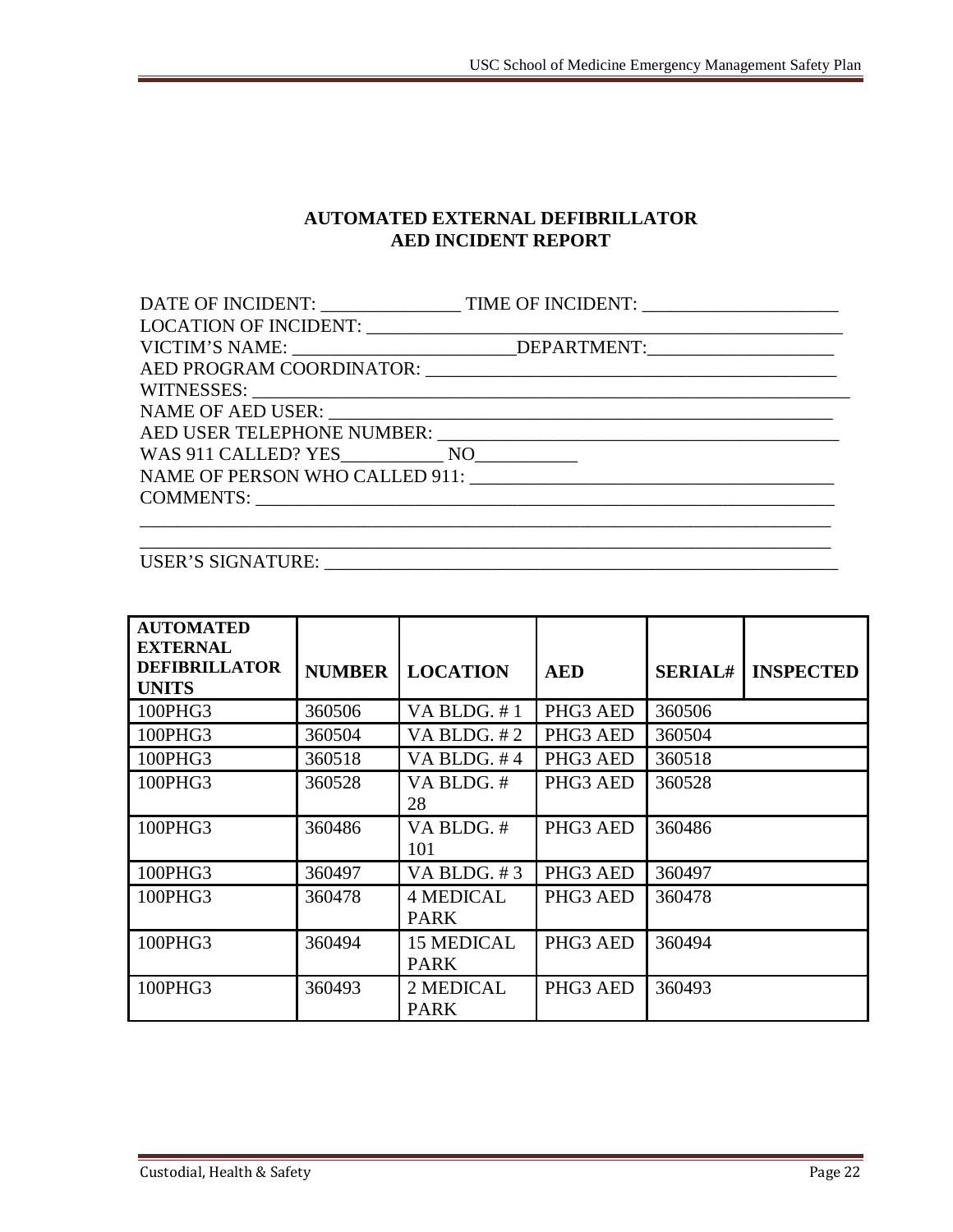**AUTOMATED EXTERNAL DEFIBRILLATOR**
**AED INCIDENT REPORT**

DATE OF INCIDENT: _______________ TIME OF INCIDENT: _____________________
LOCATION OF INCIDENT: ____________________________________________________
VICTIM'S NAME: _______________________DEPARTMENT:____________________
AED PROGRAM COORDINATOR: ____________________________________________
WITNESSES: ______________________________________________________________
NAME OF AED USER: ________________________________________________
AED USER TELEPHONE NUMBER: __________________________________________
WAS 911 CALLED? YES___________ NO___________
NAME OF PERSON WHO CALLED 911: _______________________________________
COMMENTS: _______________________________________________________________
_____________________________________________________________________________
_____________________________________________________________________________
USER'S SIGNATURE: ________________________________________________________

| AUTOMATED EXTERNAL DEFIBRILLATOR UNITS | NUMBER | LOCATION | AED | SERIAL# | INSPECTED |
|---|---|---|---|---|---|
| 100PHG3 | 360506 | VA BLDG. # 1 | PHG3 AED | 360506 | |
| 100PHG3 | 360504 | VA BLDG. # 2 | PHG3 AED | 360504 | |
| 100PHG3 | 360518 | VA BLDG. # 4 | PHG3 AED | 360518 | |
| 100PHG3 | 360528 | VA BLDG. # 28 | PHG3 AED | 360528 | |
| 100PHG3 | 360486 | VA BLDG. # 101 | PHG3 AED | 360486 | |
| 100PHG3 | 360497 | VA BLDG. # 3 | PHG3 AED | 360497 | |
| 100PHG3 | 360478 | 4 MEDICAL PARK | PHG3 AED | 360478 | |
| 100PHG3 | 360494 | 15 MEDICAL PARK | PHG3 AED | 360494 | |
| 100PHG3 | 360493 | 2 MEDICAL PARK | PHG3 AED | 360493 | |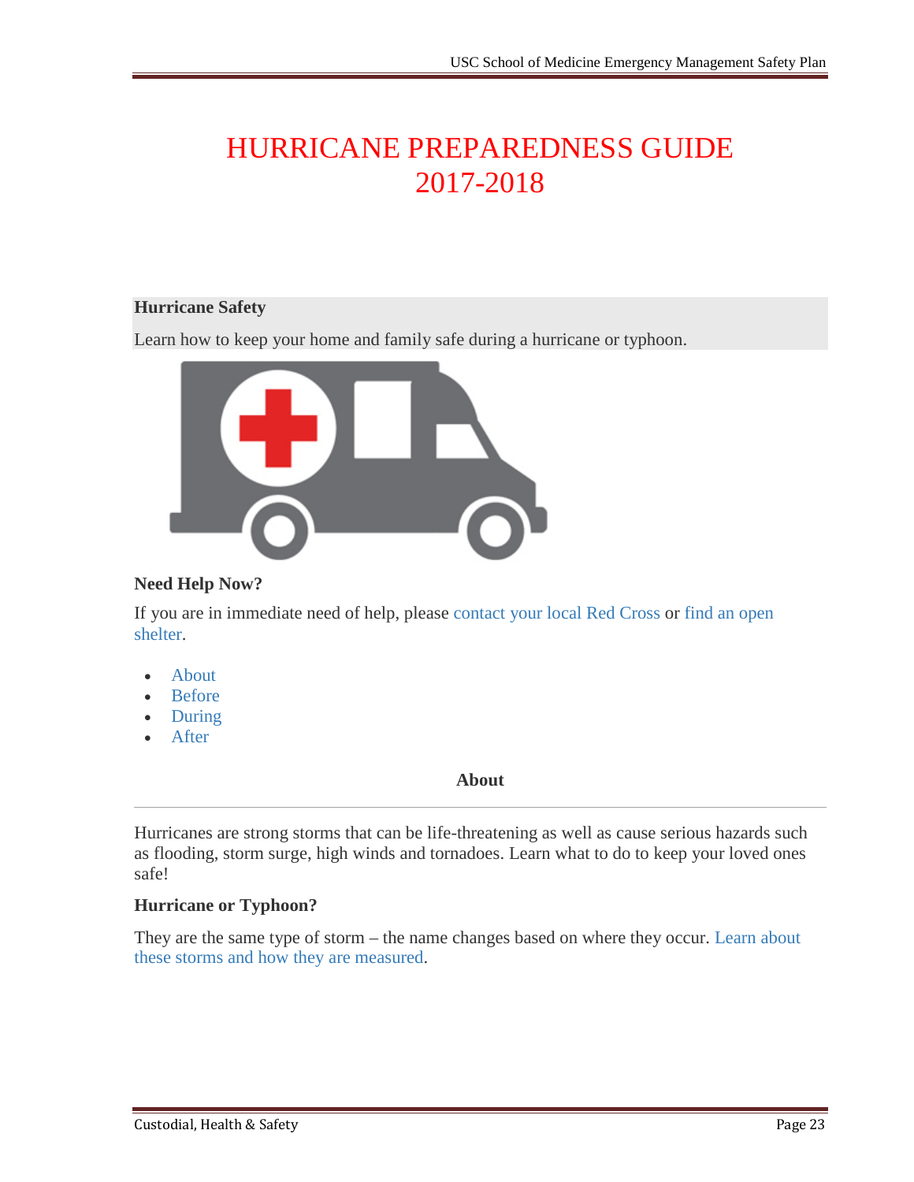# HURRICANE PREPAREDNESS GUIDE 2017-2018

**Hurricane Safety**

Learn how to keep your home and family safe during a hurricane or typhoon.

**Need Help Now?**

If you are in immediate need of help, please contact your local Red Cross or find an open shelter.

- About
- Before
- During
- After

## About

Hurricanes are strong storms that can be life-threatening as well as cause serious hazards such as flooding, storm surge, high winds and tornadoes. Learn what to do to keep your loved ones safe!

**Hurricane or Typhoon?**

They are the same type of storm – the name changes based on where they occur. Learn about these storms and how they are measured.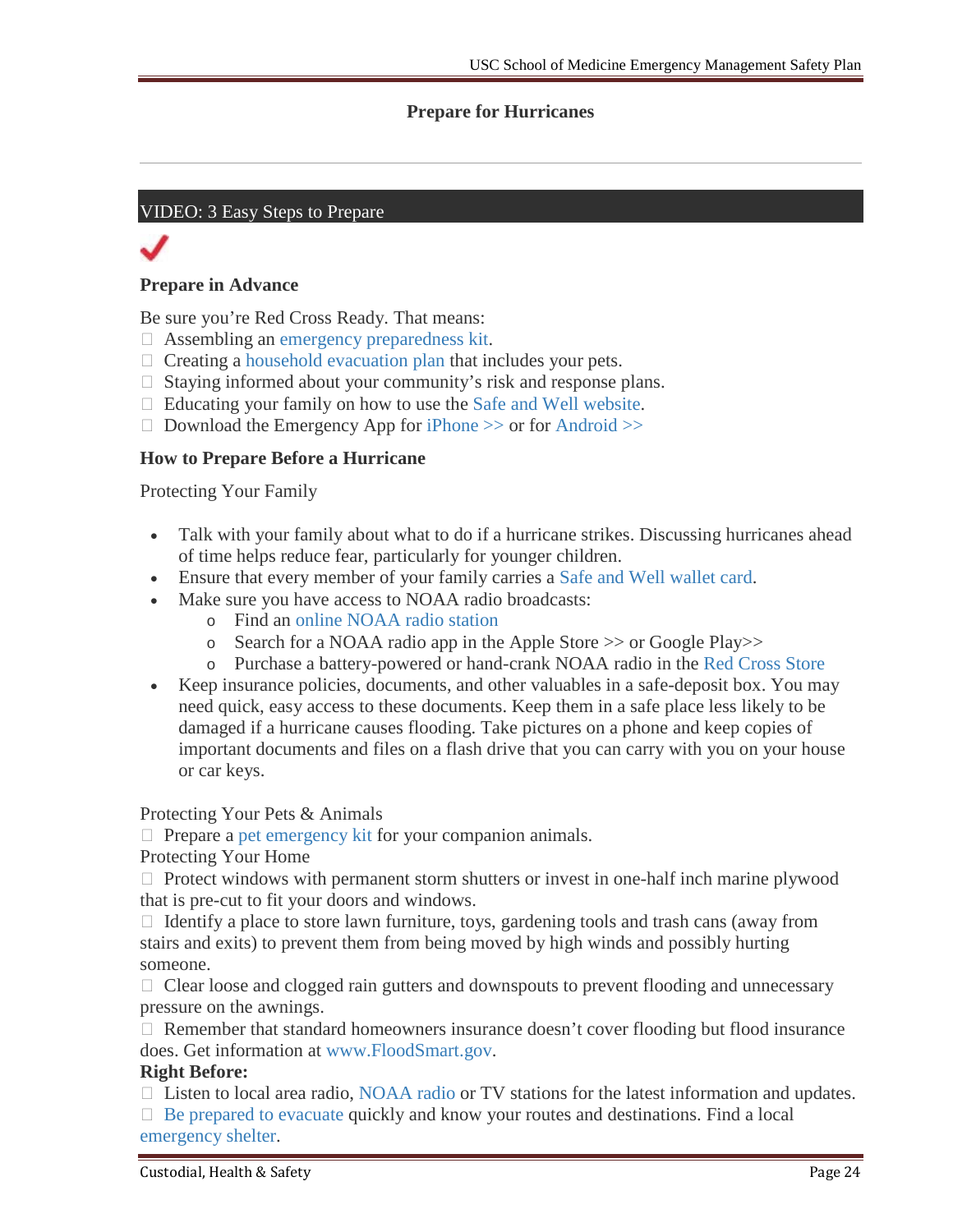## Prepare for Hurricanes

---

VIDEO: 3 Easy Steps to Prepare

### Prepare in Advance

Be sure you're Red Cross Ready. That means:

- Assembling an emergency preparedness kit.
- Creating a household evacuation plan that includes your pets.
- Staying informed about your community's risk and response plans.
- Educating your family on how to use the Safe and Well website.
- Download the Emergency App for iPhone >> or for Android >>

### How to Prepare Before a Hurricane

Protecting Your Family

- Talk with your family about what to do if a hurricane strikes. Discussing hurricanes ahead of time helps reduce fear, particularly for younger children.
- Ensure that every member of your family carries a Safe and Well wallet card.
- Make sure you have access to NOAA radio broadcasts:
  - Find an online NOAA radio station
  - Search for a NOAA radio app in the Apple Store >> or Google Play>>
  - Purchase a battery-powered or hand-crank NOAA radio in the Red Cross Store
- Keep insurance policies, documents, and other valuables in a safe-deposit box. You may need quick, easy access to these documents. Keep them in a safe place less likely to be damaged if a hurricane causes flooding. Take pictures on a phone and keep copies of important documents and files on a flash drive that you can carry with you on your house or car keys.

Protecting Your Pets & Animals

- Prepare a pet emergency kit for your companion animals.

Protecting Your Home

- Protect windows with permanent storm shutters or invest in one-half inch marine plywood that is pre-cut to fit your doors and windows.
- Identify a place to store lawn furniture, toys, gardening tools and trash cans (away from stairs and exits) to prevent them from being moved by high winds and possibly hurting someone.
- Clear loose and clogged rain gutters and downspouts to prevent flooding and unnecessary pressure on the awnings.
- Remember that standard homeowners insurance doesn't cover flooding but flood insurance does. Get information at www.FloodSmart.gov.

**Right Before:**

- Listen to local area radio, NOAA radio or TV stations for the latest information and updates.
- Be prepared to evacuate quickly and know your routes and destinations. Find a local emergency shelter.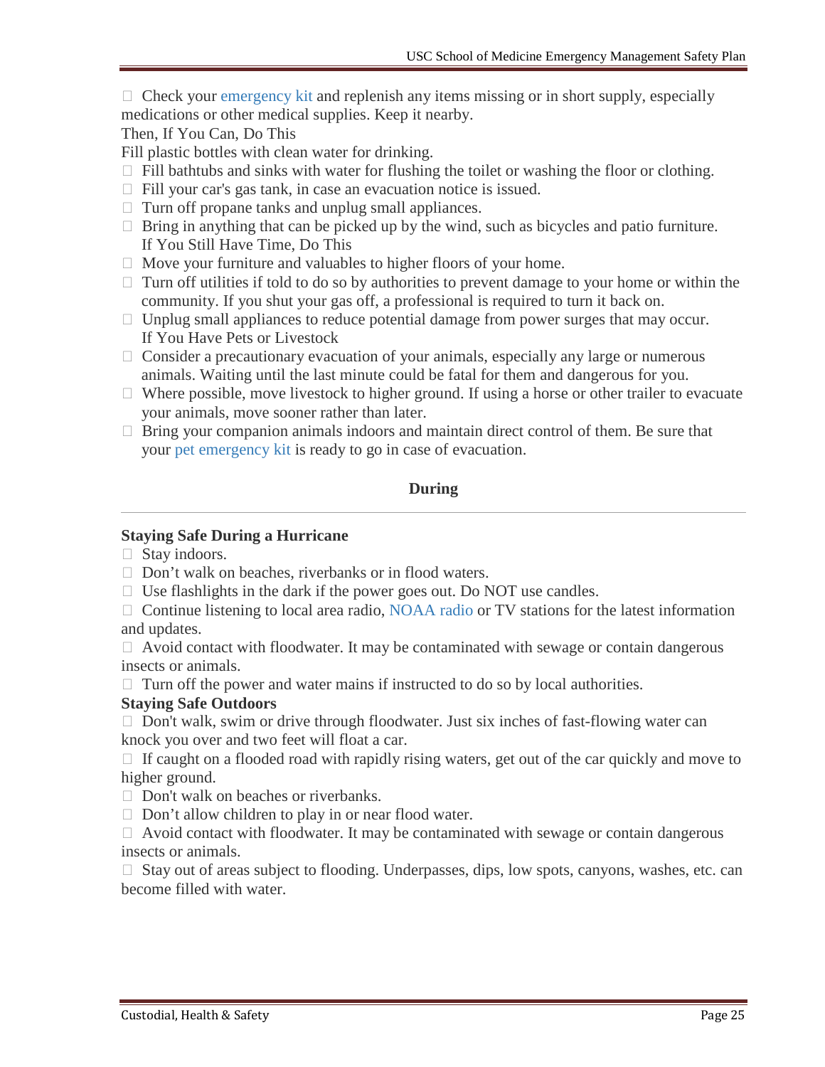- Check your emergency kit and replenish any items missing or in short supply, especially medications or other medical supplies. Keep it nearby.

Then, If You Can, Do This

Fill plastic bottles with clean water for drinking.

- Fill bathtubs and sinks with water for flushing the toilet or washing the floor or clothing.
- Fill your car's gas tank, in case an evacuation notice is issued.
- Turn off propane tanks and unplug small appliances.
- Bring in anything that can be picked up by the wind, such as bicycles and patio furniture.

If You Still Have Time, Do This

- Move your furniture and valuables to higher floors of your home.
- Turn off utilities if told to do so by authorities to prevent damage to your home or within the community. If you shut your gas off, a professional is required to turn it back on.
- Unplug small appliances to reduce potential damage from power surges that may occur.

If You Have Pets or Livestock

- Consider a precautionary evacuation of your animals, especially any large or numerous animals. Waiting until the last minute could be fatal for them and dangerous for you.
- Where possible, move livestock to higher ground. If using a horse or other trailer to evacuate your animals, move sooner rather than later.
- Bring your companion animals indoors and maintain direct control of them. Be sure that your pet emergency kit is ready to go in case of evacuation.

## During

---

**Staying Safe During a Hurricane**

- Stay indoors.
- Don't walk on beaches, riverbanks or in flood waters.
- Use flashlights in the dark if the power goes out. Do NOT use candles.
- Continue listening to local area radio, NOAA radio or TV stations for the latest information and updates.
- Avoid contact with floodwater. It may be contaminated with sewage or contain dangerous insects or animals.
- Turn off the power and water mains if instructed to do so by local authorities.

**Staying Safe Outdoors**

- Don't walk, swim or drive through floodwater. Just six inches of fast-flowing water can knock you over and two feet will float a car.
- If caught on a flooded road with rapidly rising waters, get out of the car quickly and move to higher ground.
- Don't walk on beaches or riverbanks.
- Don't allow children to play in or near flood water.
- Avoid contact with floodwater. It may be contaminated with sewage or contain dangerous insects or animals.
- Stay out of areas subject to flooding. Underpasses, dips, low spots, canyons, washes, etc. can become filled with water.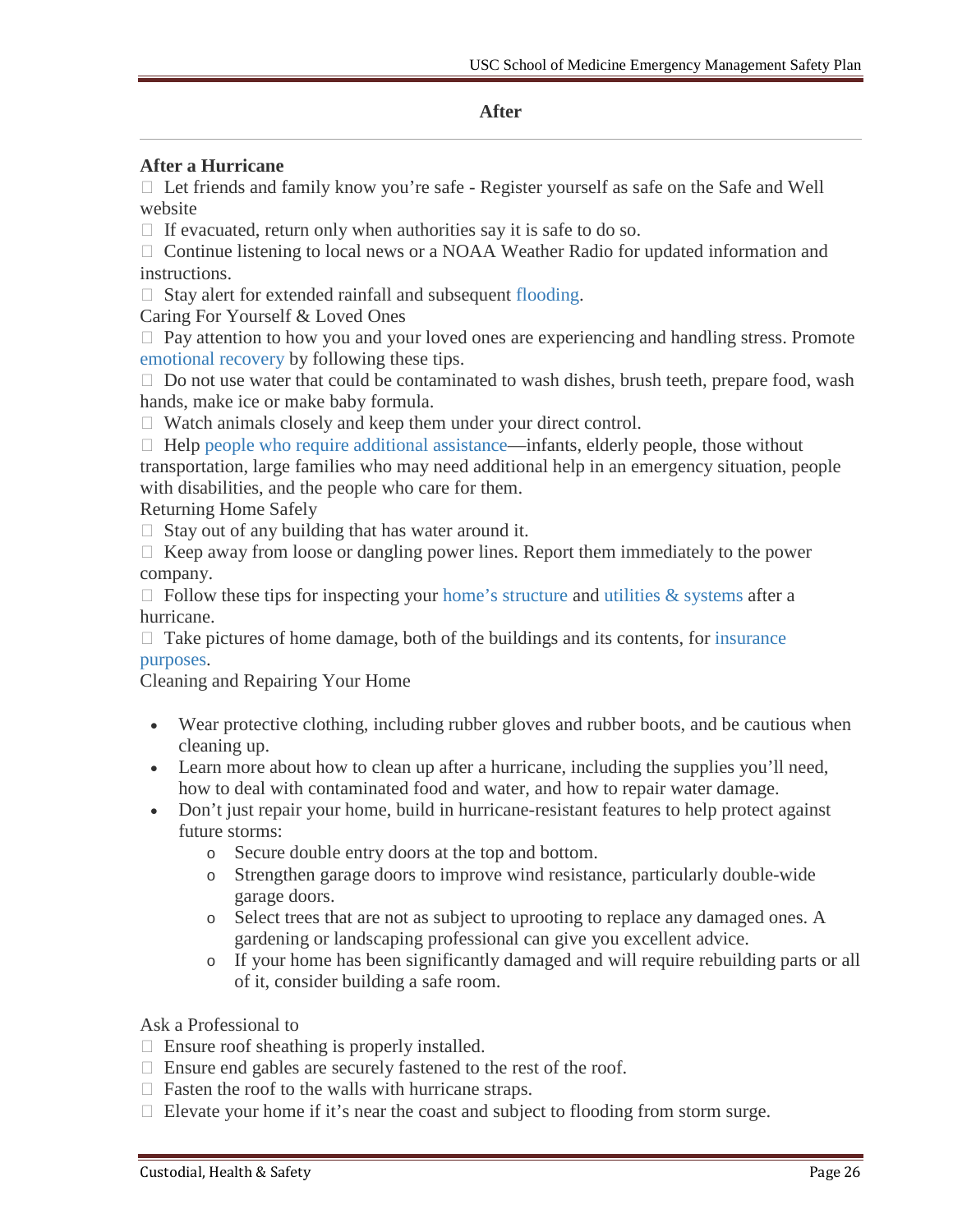## After

### After a Hurricane

- Let friends and family know you're safe - Register yourself as safe on the Safe and Well website
- If evacuated, return only when authorities say it is safe to do so.
- Continue listening to local news or a NOAA Weather Radio for updated information and instructions.
- Stay alert for extended rainfall and subsequent flooding.

Caring For Yourself & Loved Ones

- Pay attention to how you and your loved ones are experiencing and handling stress. Promote emotional recovery by following these tips.
- Do not use water that could be contaminated to wash dishes, brush teeth, prepare food, wash hands, make ice or make baby formula.
- Watch animals closely and keep them under your direct control.
- Help people who require additional assistance—infants, elderly people, those without transportation, large families who may need additional help in an emergency situation, people with disabilities, and the people who care for them.

Returning Home Safely

- Stay out of any building that has water around it.
- Keep away from loose or dangling power lines. Report them immediately to the power company.
- Follow these tips for inspecting your home's structure and utilities & systems after a hurricane.
- Take pictures of home damage, both of the buildings and its contents, for insurance purposes.

Cleaning and Repairing Your Home

- Wear protective clothing, including rubber gloves and rubber boots, and be cautious when cleaning up.
- Learn more about how to clean up after a hurricane, including the supplies you'll need, how to deal with contaminated food and water, and how to repair water damage.
- Don't just repair your home, build in hurricane-resistant features to help protect against future storms:
  - Secure double entry doors at the top and bottom.
  - Strengthen garage doors to improve wind resistance, particularly double-wide garage doors.
  - Select trees that are not as subject to uprooting to replace any damaged ones. A gardening or landscaping professional can give you excellent advice.
  - If your home has been significantly damaged and will require rebuilding parts or all of it, consider building a safe room.

Ask a Professional to

- Ensure roof sheathing is properly installed.
- Ensure end gables are securely fastened to the rest of the roof.
- Fasten the roof to the walls with hurricane straps.
- Elevate your home if it's near the coast and subject to flooding from storm surge.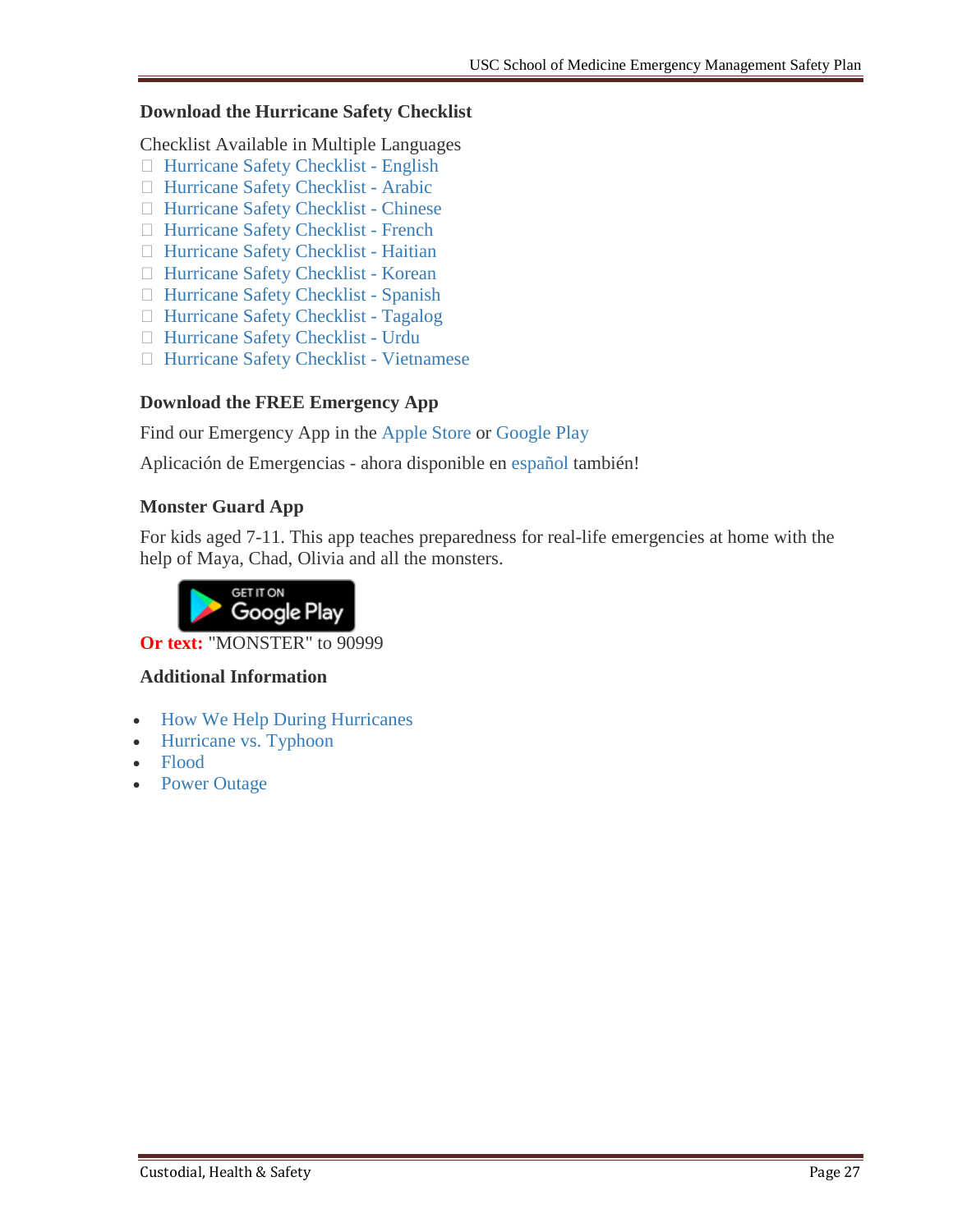### Download the Hurricane Safety Checklist

Checklist Available in Multiple Languages

- Hurricane Safety Checklist - English
- Hurricane Safety Checklist - Arabic
- Hurricane Safety Checklist - Chinese
- Hurricane Safety Checklist - French
- Hurricane Safety Checklist - Haitian
- Hurricane Safety Checklist - Korean
- Hurricane Safety Checklist - Spanish
- Hurricane Safety Checklist - Tagalog
- Hurricane Safety Checklist - Urdu
- Hurricane Safety Checklist - Vietnamese

### Download the FREE Emergency App

Find our Emergency App in the Apple Store or Google Play

Aplicación de Emergencias - ahora disponible en español también!

### Monster Guard App

For kids aged 7-11. This app teaches preparedness for real-life emergencies at home with the help of Maya, Chad, Olivia and all the monsters.

GET IT ON Google Play

**Or text:** "MONSTER" to 90999

### Additional Information

- How We Help During Hurricanes
- Hurricane vs. Typhoon
- Flood
- Power Outage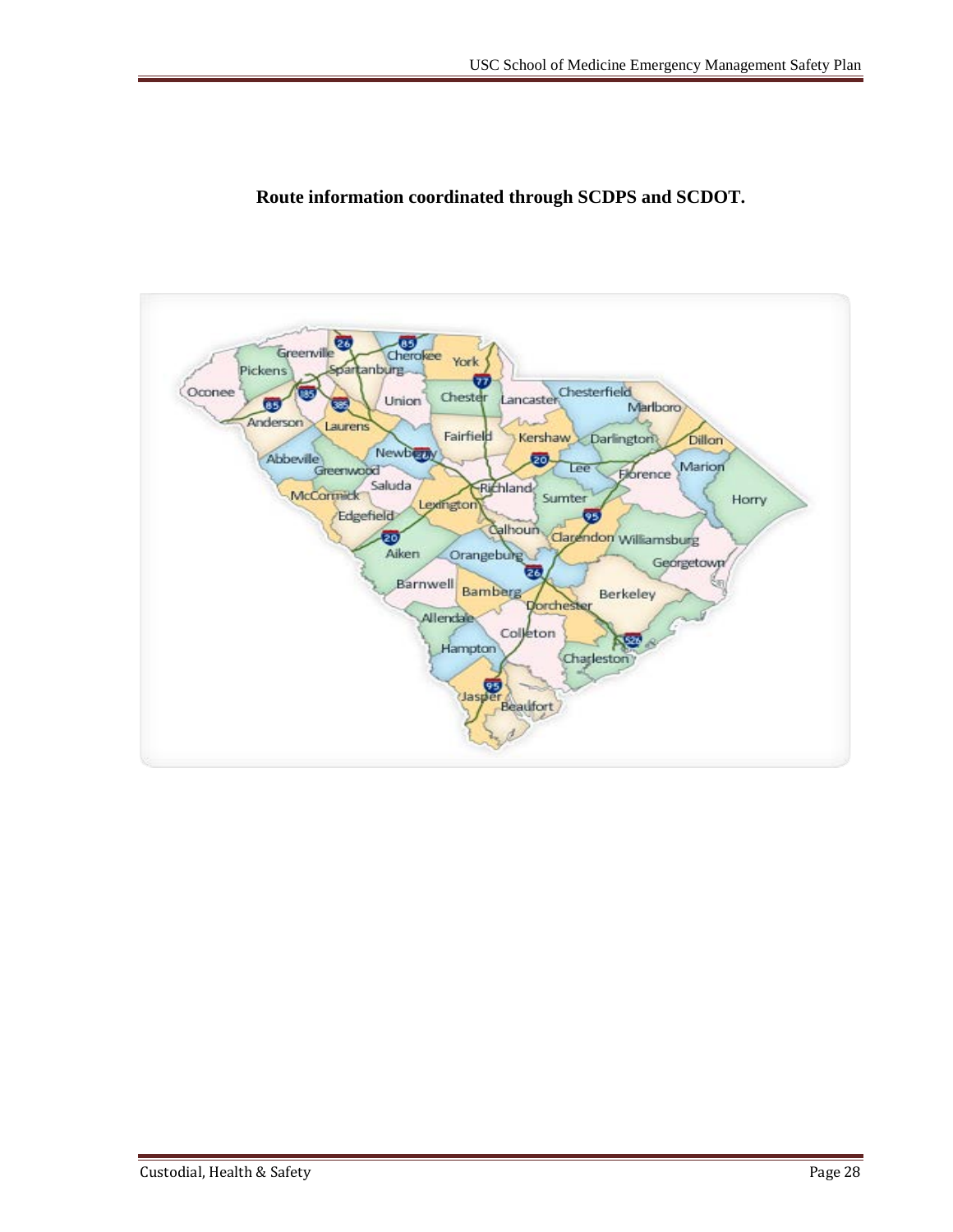**Route information coordinated through SCDPS and SCDOT.**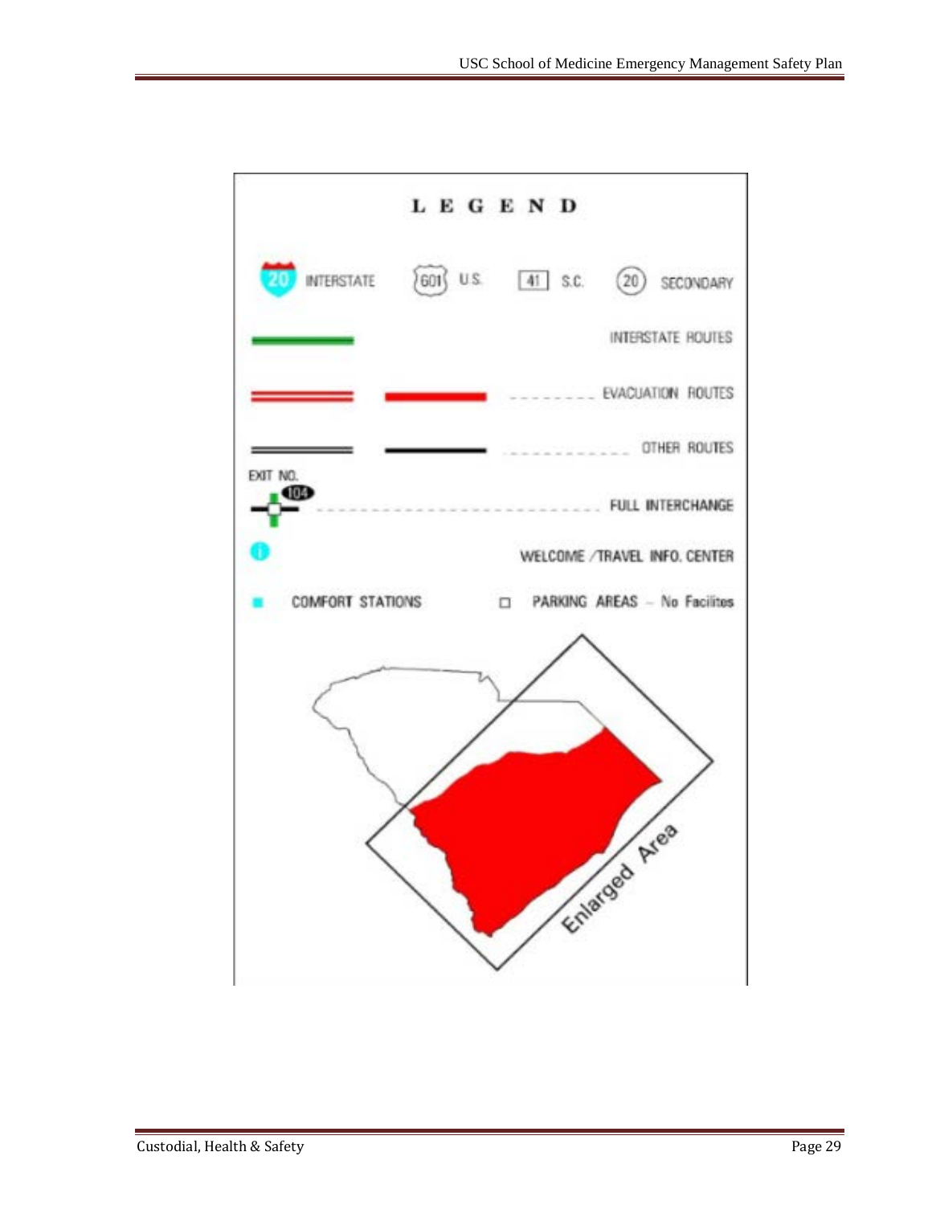LEGEND

20 INTERSTATE | 601 U.S. | 41 S.C. | 20 SECONDARY

INTERSTATE ROUTES

EVACUATION ROUTES

OTHER ROUTES

EXIT NO. 104 FULL INTERCHANGE

WELCOME /TRAVEL INFO. CENTER

COMFORT STATIONS

PARKING AREAS – No Facilites

Enlarged Area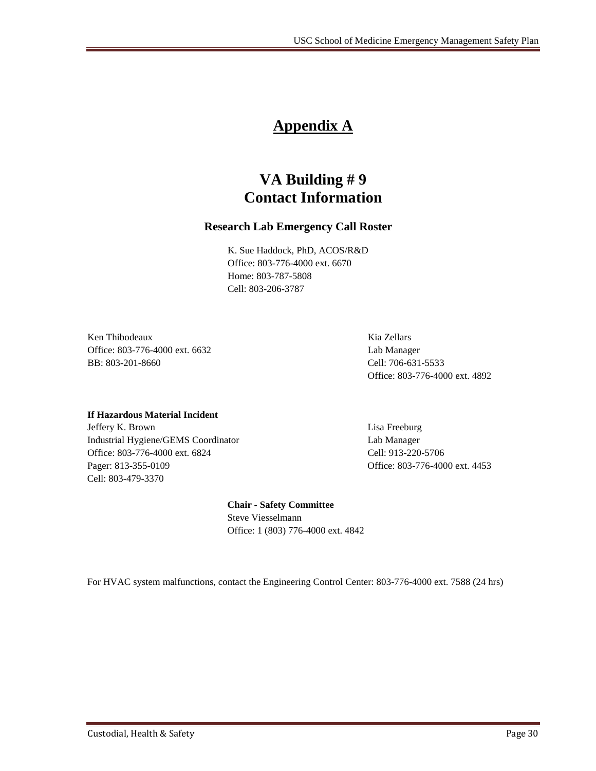# Appendix A

## VA Building # 9
## Contact Information

### Research Lab Emergency Call Roster

K. Sue Haddock, PhD, ACOS/R&D
Office: 803-776-4000 ext. 6670
Home: 803-787-5808
Cell: 803-206-3787

Ken Thibodeaux
Office: 803-776-4000 ext. 6632
BB: 803-201-8660

Kia Zellars
Lab Manager
Cell: 706-631-5533
Office: 803-776-4000 ext. 4892

**If Hazardous Material Incident**
Jeffery K. Brown
Industrial Hygiene/GEMS Coordinator
Office: 803-776-4000 ext. 6824
Pager: 813-355-0109
Cell: 803-479-3370

Lisa Freeburg
Lab Manager
Cell: 913-220-5706
Office: 803-776-4000 ext. 4453

**Chair - Safety Committee**
Steve Viesselmann
Office: 1 (803) 776-4000 ext. 4842

For HVAC system malfunctions, contact the Engineering Control Center: 803-776-4000 ext. 7588 (24 hrs)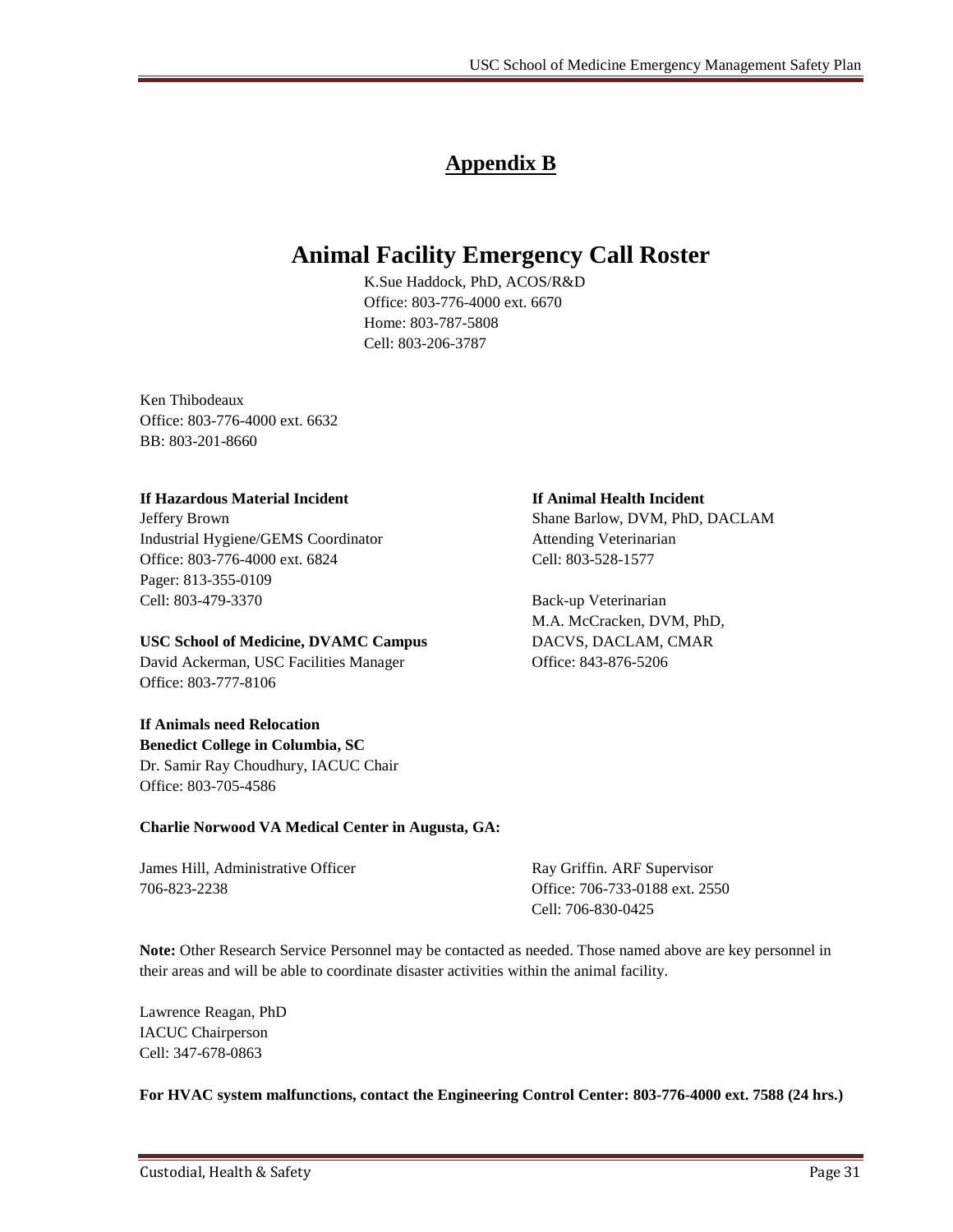# Appendix B

## Animal Facility Emergency Call Roster

K.Sue Haddock, PhD, ACOS/R&D
Office: 803-776-4000 ext. 6670
Home: 803-787-5808
Cell: 803-206-3787

Ken Thibodeaux
Office: 803-776-4000 ext. 6632
BB: 803-201-8660

**If Hazardous Material Incident**
Jeffery Brown
Industrial Hygiene/GEMS Coordinator
Office: 803-776-4000 ext. 6824
Pager: 813-355-0109
Cell: 803-479-3370

**USC School of Medicine, DVAMC Campus**
David Ackerman, USC Facilities Manager
Office: 803-777-8106

**If Animal Health Incident**
Shane Barlow, DVM, PhD, DACLAM
Attending Veterinarian
Cell: 803-528-1577

Back-up Veterinarian
M.A. McCracken, DVM, PhD,
DACVS, DACLAM, CMAR
Office: 843-876-5206

**If Animals need Relocation**
**Benedict College in Columbia, SC**
Dr. Samir Ray Choudhury, IACUC Chair
Office: 803-705-4586

**Charlie Norwood VA Medical Center in Augusta, GA:**

James Hill, Administrative Officer
706-823-2238

Ray Griffin. ARF Supervisor
Office: 706-733-0188 ext. 2550
Cell: 706-830-0425

**Note:** Other Research Service Personnel may be contacted as needed. Those named above are key personnel in their areas and will be able to coordinate disaster activities within the animal facility.

Lawrence Reagan, PhD
IACUC Chairperson
Cell: 347-678-0863

**For HVAC system malfunctions, contact the Engineering Control Center: 803-776-4000 ext. 7588 (24 hrs.)**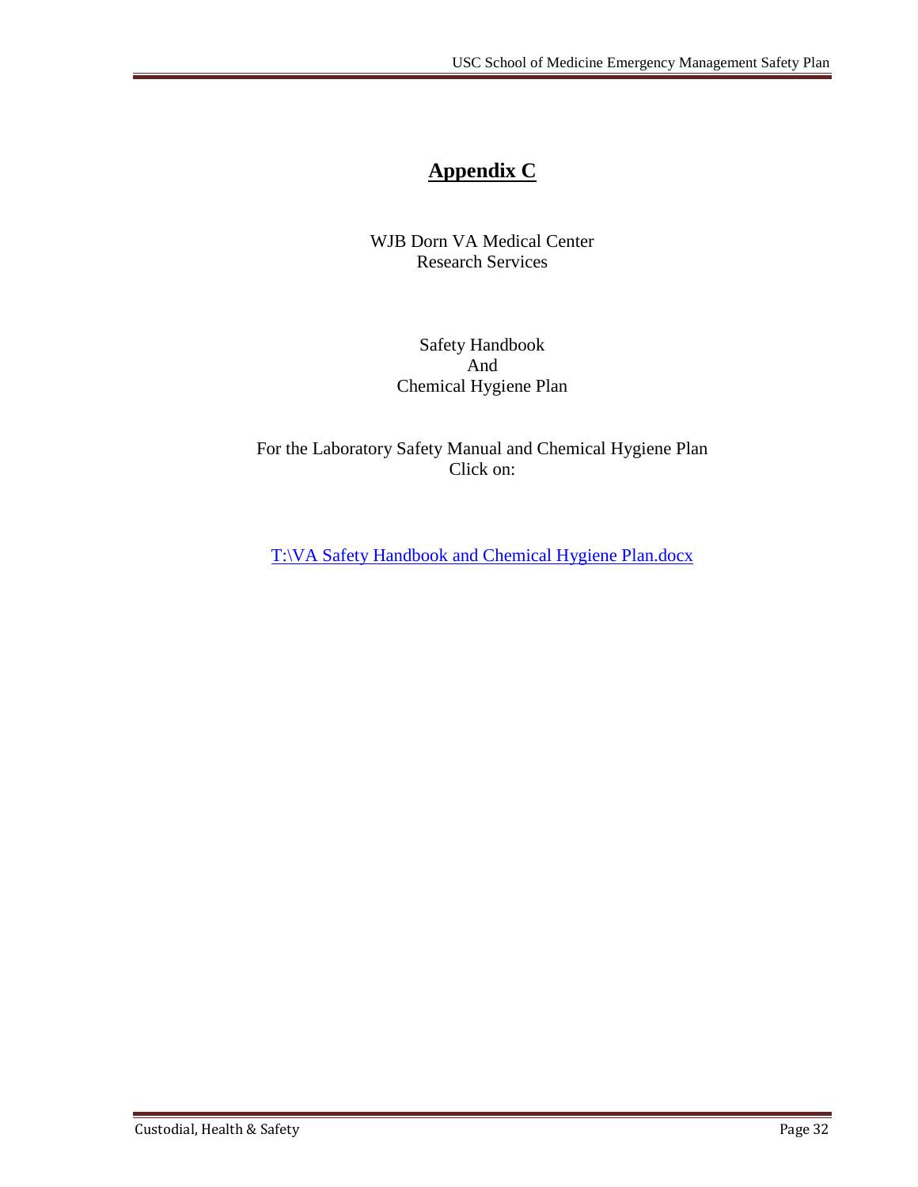# Appendix C

WJB Dorn VA Medical Center
Research Services

Safety Handbook
And
Chemical Hygiene Plan

For the Laboratory Safety Manual and Chemical Hygiene Plan
Click on:

T:\VA Safety Handbook and Chemical Hygiene Plan.docx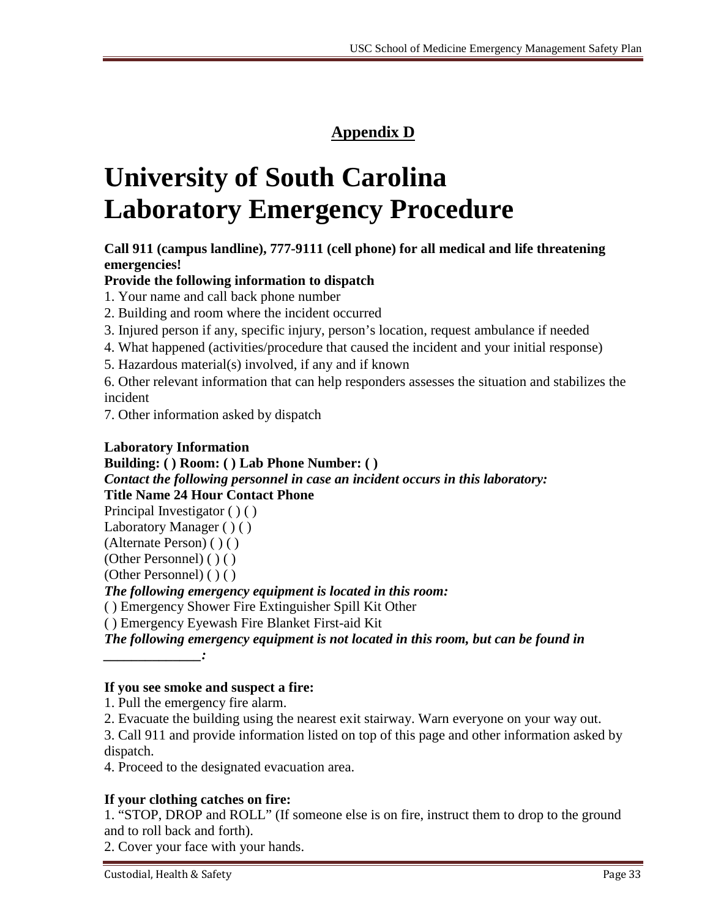## Appendix D

# University of South Carolina Laboratory Emergency Procedure

**Call 911 (campus landline), 777-9111 (cell phone) for all medical and life threatening emergencies!**

**Provide the following information to dispatch**

1. Your name and call back phone number
2. Building and room where the incident occurred
3. Injured person if any, specific injury, person's location, request ambulance if needed
4. What happened (activities/procedure that caused the incident and your initial response)
5. Hazardous material(s) involved, if any and if known
6. Other relevant information that can help responders assesses the situation and stabilizes the incident
7. Other information asked by dispatch

**Laboratory Information**

**Building: ( ) Room: ( ) Lab Phone Number: ( )**

***Contact the following personnel in case an incident occurs in this laboratory:***

**Title Name 24 Hour Contact Phone**

Principal Investigator ( ) ( )

Laboratory Manager ( ) ( )

(Alternate Person) ( ) ( )

(Other Personnel) ( ) ( )

(Other Personnel) ( ) ( )

***The following emergency equipment is located in this room:***

( ) Emergency Shower Fire Extinguisher Spill Kit Other

( ) Emergency Eyewash Fire Blanket First-aid Kit

***The following emergency equipment is not located in this room, but can be found in _____________:***

**If you see smoke and suspect a fire:**

1. Pull the emergency fire alarm.
2. Evacuate the building using the nearest exit stairway. Warn everyone on your way out.
3. Call 911 and provide information listed on top of this page and other information asked by dispatch.
4. Proceed to the designated evacuation area.

**If your clothing catches on fire:**

1. "STOP, DROP and ROLL" (If someone else is on fire, instruct them to drop to the ground and to roll back and forth).
2. Cover your face with your hands.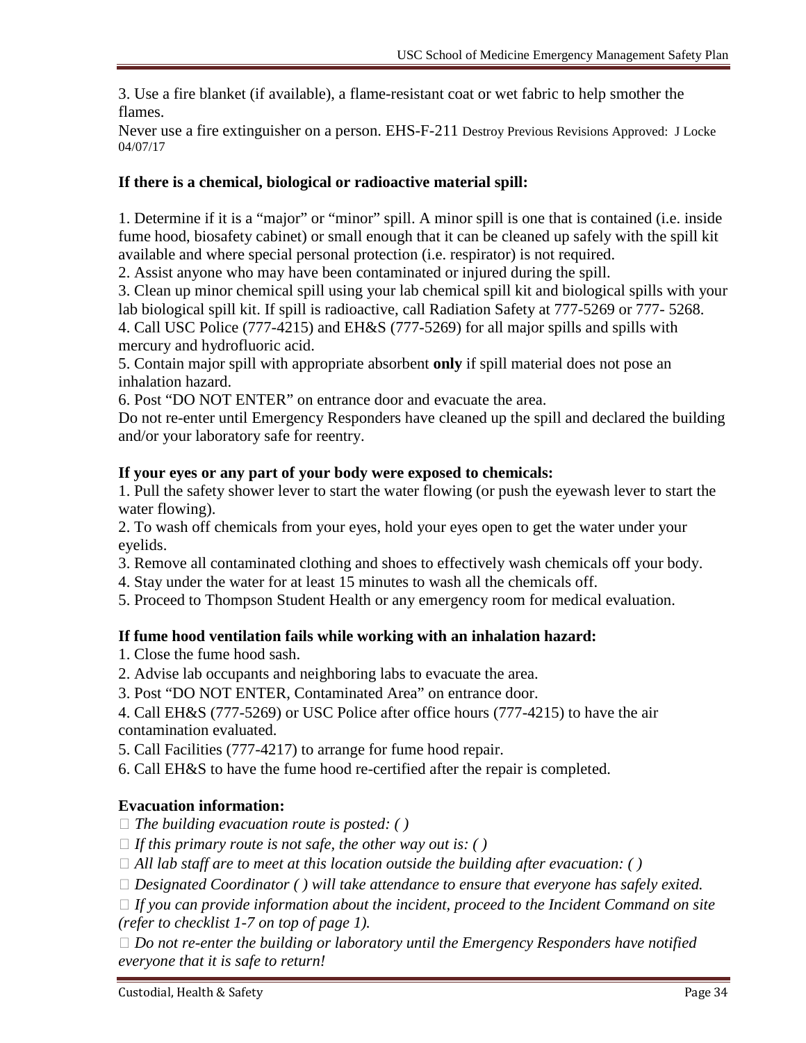3. Use a fire blanket (if available), a flame-resistant coat or wet fabric to help smother the flames.

Never use a fire extinguisher on a person. EHS-F-211 Destroy Previous Revisions Approved: J Locke 04/07/17

**If there is a chemical, biological or radioactive material spill:**

1. Determine if it is a "major" or "minor" spill. A minor spill is one that is contained (i.e. inside fume hood, biosafety cabinet) or small enough that it can be cleaned up safely with the spill kit available and where special personal protection (i.e. respirator) is not required.
2. Assist anyone who may have been contaminated or injured during the spill.
3. Clean up minor chemical spill using your lab chemical spill kit and biological spills with your lab biological spill kit. If spill is radioactive, call Radiation Safety at 777-5269 or 777- 5268.
4. Call USC Police (777-4215) and EH&S (777-5269) for all major spills and spills with mercury and hydrofluoric acid.
5. Contain major spill with appropriate absorbent **only** if spill material does not pose an inhalation hazard.
6. Post "DO NOT ENTER" on entrance door and evacuate the area.

Do not re-enter until Emergency Responders have cleaned up the spill and declared the building and/or your laboratory safe for reentry.

**If your eyes or any part of your body were exposed to chemicals:**

1. Pull the safety shower lever to start the water flowing (or push the eyewash lever to start the water flowing).
2. To wash off chemicals from your eyes, hold your eyes open to get the water under your eyelids.
3. Remove all contaminated clothing and shoes to effectively wash chemicals off your body.
4. Stay under the water for at least 15 minutes to wash all the chemicals off.
5. Proceed to Thompson Student Health or any emergency room for medical evaluation.

**If fume hood ventilation fails while working with an inhalation hazard:**

1. Close the fume hood sash.
2. Advise lab occupants and neighboring labs to evacuate the area.
3. Post "DO NOT ENTER, Contaminated Area" on entrance door.
4. Call EH&S (777-5269) or USC Police after office hours (777-4215) to have the air contamination evaluated.
5. Call Facilities (777-4217) to arrange for fume hood repair.
6. Call EH&S to have the fume hood re-certified after the repair is completed.

**Evacuation information:**

- *The building evacuation route is posted: ( )*
- *If this primary route is not safe, the other way out is: ( )*
- *All lab staff are to meet at this location outside the building after evacuation: ( )*
- *Designated Coordinator ( ) will take attendance to ensure that everyone has safely exited.*
- *If you can provide information about the incident, proceed to the Incident Command on site (refer to checklist 1-7 on top of page 1).*
- *Do not re-enter the building or laboratory until the Emergency Responders have notified everyone that it is safe to return!*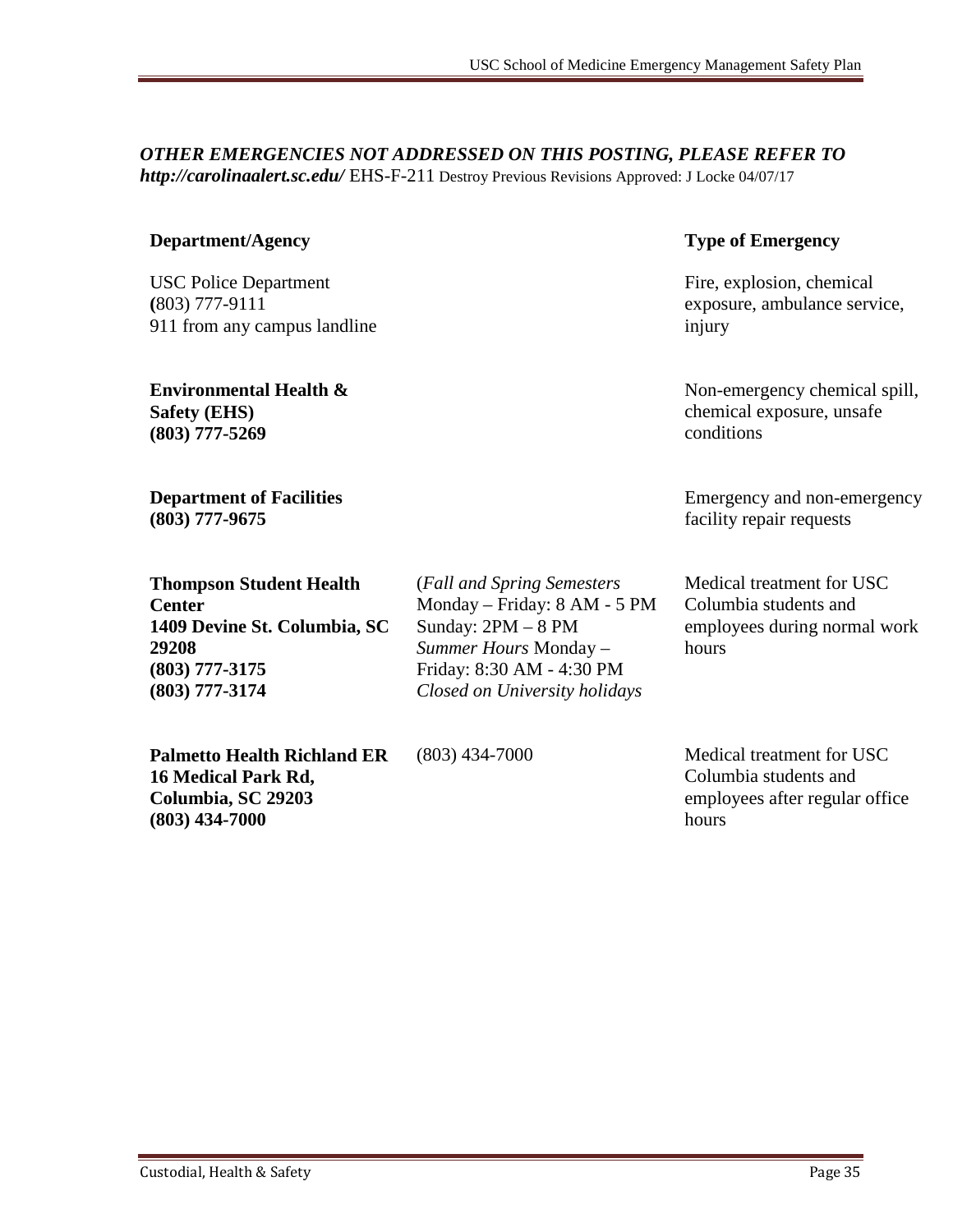***OTHER EMERGENCIES NOT ADDRESSED ON THIS POSTING, PLEASE REFER TO http://carolinaalert.sc.edu/*** EHS-F-211 Destroy Previous Revisions Approved: J Locke 04/07/17

| Department/Agency | | Type of Emergency |
|---|---|---|
| USC Police Department<br>(803) 777-9111<br>911 from any campus landline | | Fire, explosion, chemical exposure, ambulance service, injury |
| **Environmental Health & Safety (EHS)**<br>**(803) 777-5269** | | Non-emergency chemical spill, chemical exposure, unsafe conditions |
| **Department of Facilities**<br>**(803) 777-9675** | | Emergency and non-emergency facility repair requests |
| **Thompson Student Health Center**<br>**1409 Devine St. Columbia, SC 29208**<br>**(803) 777-3175**<br>**(803) 777-3174** | (*Fall and Spring Semesters*<br>Monday – Friday: 8 AM - 5 PM<br>Sunday: 2PM – 8 PM<br>*Summer Hours* Monday – Friday: 8:30 AM - 4:30 PM<br>*Closed on University holidays* | Medical treatment for USC Columbia students and employees during normal work hours |
| **Palmetto Health Richland ER**<br>**16 Medical Park Rd,**<br>**Columbia, SC 29203**<br>**(803) 434-7000** | (803) 434-7000 | Medical treatment for USC Columbia students and employees after regular office hours |